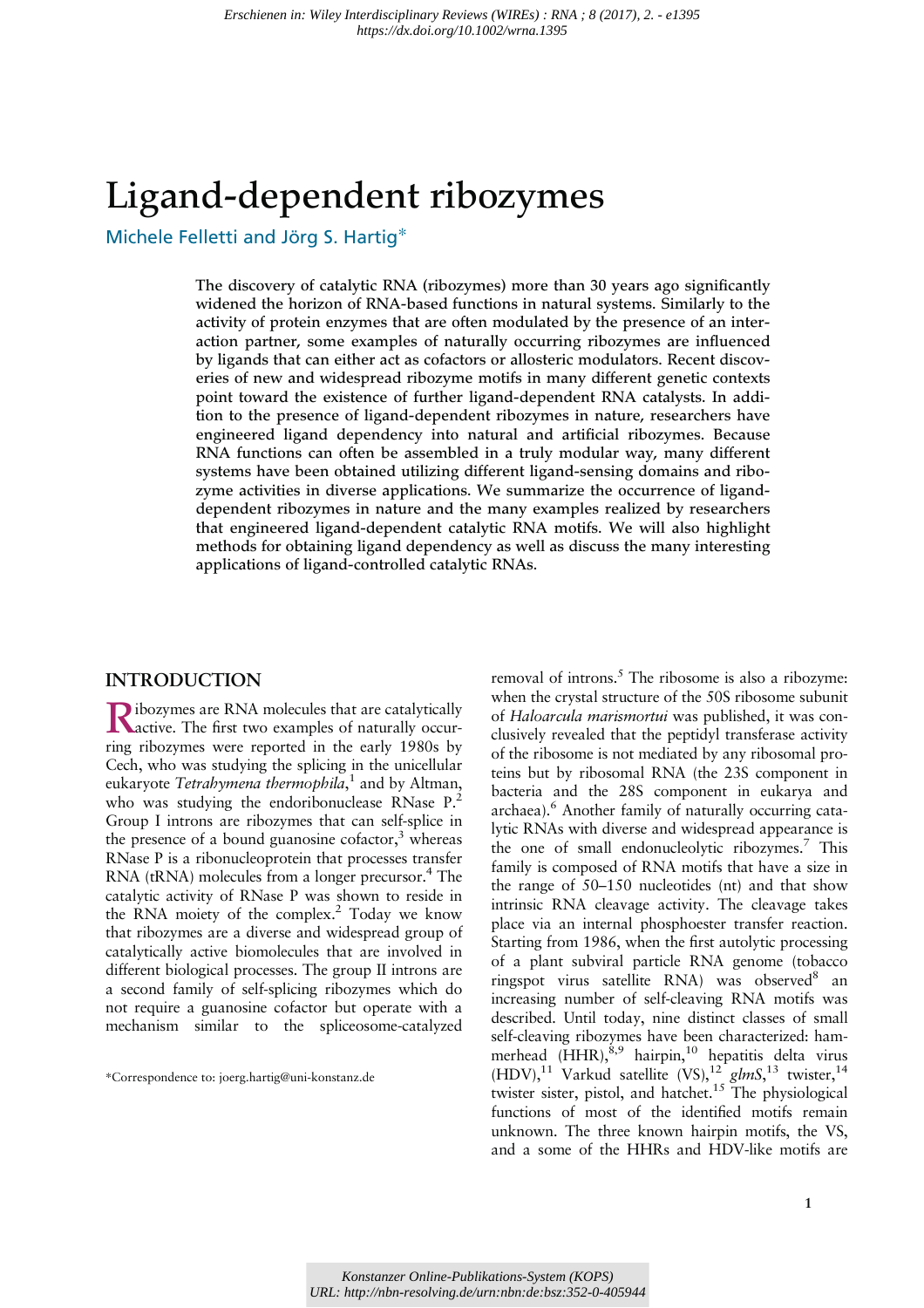# Ligand-dependent ribozymes

Michele Felletti and Jörg S. Hartig*

The discovery of catalytic RNA (ribozymes) more than 30 years ago significantly widened the horizon of RNA-based functions in natural systems. Similarly to the activity of protein enzymes that are often modulated by the presence of an interaction partner, some examples of naturally occurring ribozymes are influenced by ligands that can either act as cofactors or allosteric modulators. Recent discoveries of new and widespread ribozyme motifs in many different genetic contexts point toward the existence of further ligand-dependent RNA catalysts. In addition to the presence of ligand-dependent ribozymes in nature, researchers have engineered ligand dependency into natural and artificial ribozymes. Because RNA functions can often be assembled in a truly modular way, many different systems have been obtained utilizing different ligand-sensing domains and ribozyme activities in diverse applications. We summarize the occurrence of ligand-dependent ribozymes in nature and the many examples realized by researchers that engineered ligand-dependent catalytic RNA motifs. We will also highlight methods for obtaining ligand dependency as well as discuss the many interesting applications of ligand-controlled catalytic RNAs.

## INTRODUCTION

Ribozymes are RNA molecules that are catalytically active. The first two examples of naturally occurring ribozymes were reported in the early 1980s by Cech, who was studying the splicing in the unicellular eukaryote *Tetrahymena thermophila*,[1] and by Altman, who was studying the endoribonuclease RNase P.[2] Group I introns are ribozymes that can self-splice in the presence of a bound guanosine cofactor,[3] whereas RNase P is a ribonucleoprotein that processes transfer RNA (tRNA) molecules from a longer precursor.[4] The catalytic activity of RNase P was shown to reside in the RNA moiety of the complex.[2] Today we know that ribozymes are a diverse and widespread group of catalytically active biomolecules that are involved in different biological processes. The group II introns are a second family of self-splicing ribozymes which do not require a guanosine cofactor but operate with a mechanism similar to the spliceosome-catalyzed removal of introns.[5] The ribosome is also a ribozyme: when the crystal structure of the 50S ribosome subunit of *Haloarcula marismortui* was published, it was conclusively revealed that the peptidyl transferase activity of the ribosome is not mediated by any ribosomal proteins but by ribosomal RNA (the 23S component in bacteria and the 28S component in eukarya and archaea).[6] Another family of naturally occurring catalytic RNAs with diverse and widespread appearance is the one of small endonucleolytic ribozymes.[7] This family is composed of RNA motifs that have a size in the range of 50–150 nucleotides (nt) and that show intrinsic RNA cleavage activity. The cleavage takes place via an internal phosphoester transfer reaction. Starting from 1986, when the first autolytic processing of a plant subviral particle RNA genome (tobacco ringspot virus satellite RNA) was observed[8] an increasing number of self-cleaving RNA motifs was described. Until today, nine distinct classes of small self-cleaving ribozymes have been characterized: hammerhead (HHR),[8,9] hairpin,[10] hepatitis delta virus (HDV),[11] Varkud satellite (VS),[12] *glmS*,[13] twister,[14] twister sister, pistol, and hatchet.[15] The physiological functions of most of the identified motifs remain unknown. The three known hairpin motifs, the VS, and a some of the HHRs and HDV-like motifs are

*Correspondence to: joerg.hartig@uni-konstanz.de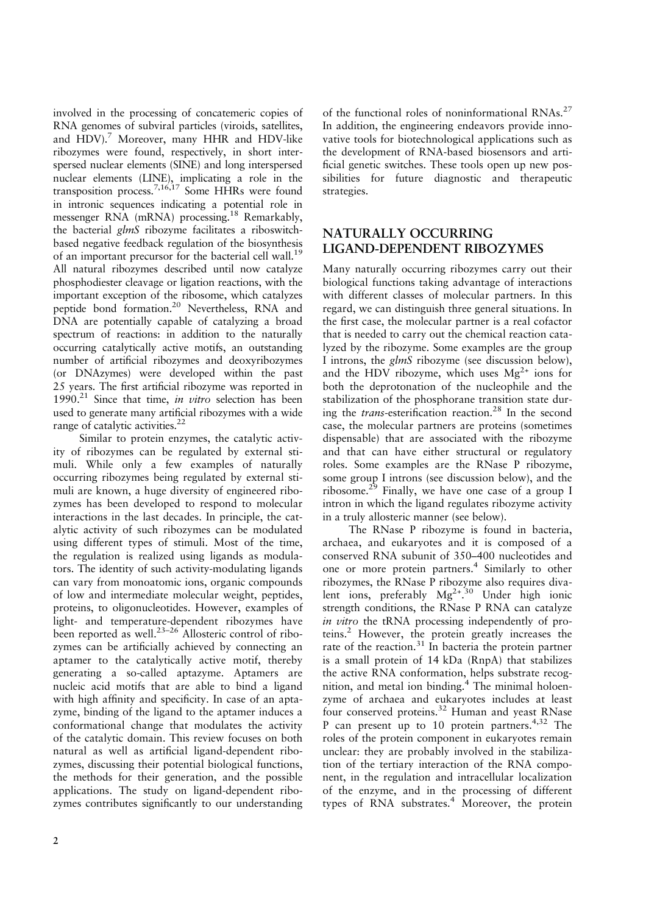involved in the processing of concatemeric copies of RNA genomes of subviral particles (viroids, satellites, and HDV).[7] Moreover, many HHR and HDV-like ribozymes were found, respectively, in short interspersed nuclear elements (SINE) and long interspersed nuclear elements (LINE), implicating a role in the transposition process.[7,16,17] Some HHRs were found in intronic sequences indicating a potential role in messenger RNA (mRNA) processing.[18] Remarkably, the bacterial *glmS* ribozyme facilitates a riboswitch-based negative feedback regulation of the biosynthesis of an important precursor for the bacterial cell wall.[19] All natural ribozymes described until now catalyze phosphodiester cleavage or ligation reactions, with the important exception of the ribosome, which catalyzes peptide bond formation.[20] Nevertheless, RNA and DNA are potentially capable of catalyzing a broad spectrum of reactions: in addition to the naturally occurring catalytically active motifs, an outstanding number of artificial ribozymes and deoxyribozymes (or DNAzymes) were developed within the past 25 years. The first artificial ribozyme was reported in 1990.[21] Since that time, *in vitro* selection has been used to generate many artificial ribozymes with a wide range of catalytic activities.[22]

Similar to protein enzymes, the catalytic activity of ribozymes can be regulated by external stimuli. While only a few examples of naturally occurring ribozymes being regulated by external stimuli are known, a huge diversity of engineered ribozymes has been developed to respond to molecular interactions in the last decades. In principle, the catalytic activity of such ribozymes can be modulated using different types of stimuli. Most of the time, the regulation is realized using ligands as modulators. The identity of such activity-modulating ligands can vary from monoatomic ions, organic compounds of low and intermediate molecular weight, peptides, proteins, to oligonucleotides. However, examples of light- and temperature-dependent ribozymes have been reported as well.[23–26] Allosteric control of ribozymes can be artificially achieved by connecting an aptamer to the catalytically active motif, thereby generating a so-called aptazyme. Aptamers are nucleic acid motifs that are able to bind a ligand with high affinity and specificity. In case of an aptazyme, binding of the ligand to the aptamer induces a conformational change that modulates the activity of the catalytic domain. This review focuses on both natural as well as artificial ligand-dependent ribozymes, discussing their potential biological functions, the methods for their generation, and the possible applications. The study on ligand-dependent ribozymes contributes significantly to our understanding of the functional roles of noninformational RNAs.[27] In addition, the engineering endeavors provide innovative tools for biotechnological applications such as the development of RNA-based biosensors and artificial genetic switches. These tools open up new possibilities for future diagnostic and therapeutic strategies.

## NATURALLY OCCURRING LIGAND-DEPENDENT RIBOZYMES

Many naturally occurring ribozymes carry out their biological functions taking advantage of interactions with different classes of molecular partners. In this regard, we can distinguish three general situations. In the first case, the molecular partner is a real cofactor that is needed to carry out the chemical reaction catalyzed by the ribozyme. Some examples are the group I introns, the *glmS* ribozyme (see discussion below), and the HDV ribozyme, which uses $Mg^{2+}$ ions for both the deprotonation of the nucleophile and the stabilization of the phosphorane transition state during the *trans*-esterification reaction.[28] In the second case, the molecular partners are proteins (sometimes dispensable) that are associated with the ribozyme and that can have either structural or regulatory roles. Some examples are the RNase P ribozyme, some group I introns (see discussion below), and the ribosome.[29] Finally, we have one case of a group I intron in which the ligand regulates ribozyme activity in a truly allosteric manner (see below).

The RNase P ribozyme is found in bacteria, archaea, and eukaryotes and it is composed of a conserved RNA subunit of 350–400 nucleotides and one or more protein partners.[4] Similarly to other ribozymes, the RNase P ribozyme also requires divalent ions, preferably $Mg^{2+}$.[30] Under high ionic strength conditions, the RNase P RNA can catalyze *in vitro* the tRNA processing independently of proteins.[2] However, the protein greatly increases the rate of the reaction.[31] In bacteria the protein partner is a small protein of 14 kDa (RnpA) that stabilizes the active RNA conformation, helps substrate recognition, and metal ion binding.[4] The minimal holoenzyme of archaea and eukaryotes includes at least four conserved proteins.[32] Human and yeast RNase P can present up to 10 protein partners.[4,32] The roles of the protein component in eukaryotes remain unclear: they are probably involved in the stabilization of the tertiary interaction of the RNA component, in the regulation and intracellular localization of the enzyme, and in the processing of different types of RNA substrates.[4] Moreover, the protein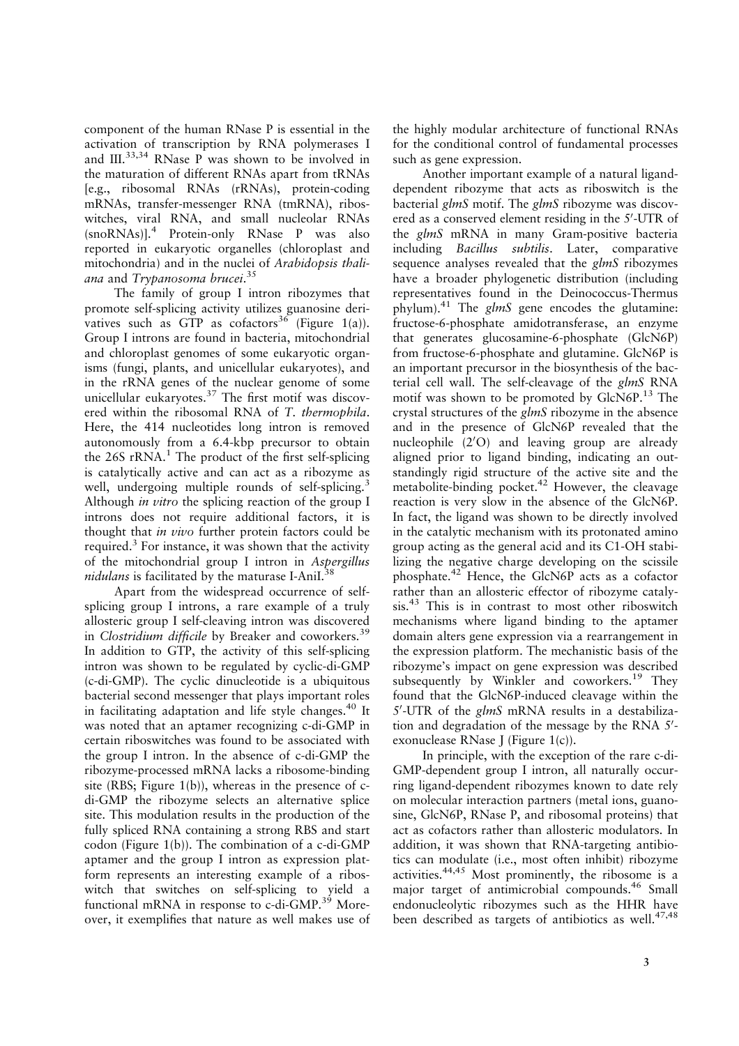component of the human RNase P is essential in the activation of transcription by RNA polymerases I and III.[33,34] RNase P was shown to be involved in the maturation of different RNAs apart from tRNAs [e.g., ribosomal RNAs (rRNAs), protein-coding mRNAs, transfer-messenger RNA (tmRNA), riboswitches, viral RNA, and small nucleolar RNAs (snoRNAs)].[4] Protein-only RNase P was also reported in eukaryotic organelles (chloroplast and mitochondria) and in the nuclei of *Arabidopsis thaliana* and *Trypanosoma brucei*.[35]

The family of group I intron ribozymes that promote self-splicing activity utilizes guanosine derivatives such as GTP as cofactors[36] (Figure 1(a)). Group I introns are found in bacteria, mitochondrial and chloroplast genomes of some eukaryotic organisms (fungi, plants, and unicellular eukaryotes), and in the rRNA genes of the nuclear genome of some unicellular eukaryotes.[37] The first motif was discovered within the ribosomal RNA of *T. thermophila*. Here, the 414 nucleotides long intron is removed autonomously from a 6.4-kbp precursor to obtain the 26S rRNA.[1] The product of the first self-splicing is catalytically active and can act as a ribozyme as well, undergoing multiple rounds of self-splicing.[3] Although *in vitro* the splicing reaction of the group I introns does not require additional factors, it is thought that *in vivo* further protein factors could be required.[3] For instance, it was shown that the activity of the mitochondrial group I intron in *Aspergillus nidulans* is facilitated by the maturase I-AniI.[38]

Apart from the widespread occurrence of self-splicing group I introns, a rare example of a truly allosteric group I self-cleaving intron was discovered in *Clostridium difficile* by Breaker and coworkers.[39] In addition to GTP, the activity of this self-splicing intron was shown to be regulated by cyclic-di-GMP (c-di-GMP). The cyclic dinucleotide is a ubiquitous bacterial second messenger that plays important roles in facilitating adaptation and life style changes.[40] It was noted that an aptamer recognizing c-di-GMP in certain riboswitches was found to be associated with the group I intron. In the absence of c-di-GMP the ribozyme-processed mRNA lacks a ribosome-binding site (RBS; Figure 1(b)), whereas in the presence of c-di-GMP the ribozyme selects an alternative splice site. This modulation results in the production of the fully spliced RNA containing a strong RBS and start codon (Figure 1(b)). The combination of a c-di-GMP aptamer and the group I intron as expression platform represents an interesting example of a riboswitch that switches on self-splicing to yield a functional mRNA in response to c-di-GMP.[39] Moreover, it exemplifies that nature as well makes use of the highly modular architecture of functional RNAs for the conditional control of fundamental processes such as gene expression.

Another important example of a natural ligand-dependent ribozyme that acts as riboswitch is the bacterial *glmS* motif. The *glmS* ribozyme was discovered as a conserved element residing in the 5′-UTR of the *glmS* mRNA in many Gram-positive bacteria including *Bacillus subtilis*. Later, comparative sequence analyses revealed that the *glmS* ribozymes have a broader phylogenetic distribution (including representatives found in the Deinococcus-Thermus phylum).[41] The *glmS* gene encodes the glutamine: fructose-6-phosphate amidotransferase, an enzyme that generates glucosamine-6-phosphate (GlcN6P) from fructose-6-phosphate and glutamine. GlcN6P is an important precursor in the biosynthesis of the bacterial cell wall. The self-cleavage of the *glmS* RNA motif was shown to be promoted by GlcN6P.[13] The crystal structures of the *glmS* ribozyme in the absence and in the presence of GlcN6P revealed that the nucleophile (2′O) and leaving group are already aligned prior to ligand binding, indicating an outstandingly rigid structure of the active site and the metabolite-binding pocket.[42] However, the cleavage reaction is very slow in the absence of the GlcN6P. In fact, the ligand was shown to be directly involved in the catalytic mechanism with its protonated amino group acting as the general acid and its C1-OH stabilizing the negative charge developing on the scissile phosphate.[42] Hence, the GlcN6P acts as a cofactor rather than an allosteric effector of ribozyme catalysis.[43] This is in contrast to most other riboswitch mechanisms where ligand binding to the aptamer domain alters gene expression via a rearrangement in the expression platform. The mechanistic basis of the ribozyme's impact on gene expression was described subsequently by Winkler and coworkers.[19] They found that the GlcN6P-induced cleavage within the 5′-UTR of the *glmS* mRNA results in a destabilization and degradation of the message by the RNA 5′-exonuclease RNase J (Figure 1(c)).

In principle, with the exception of the rare c-di-GMP-dependent group I intron, all naturally occurring ligand-dependent ribozymes known to date rely on molecular interaction partners (metal ions, guanosine, GlcN6P, RNase P, and ribosomal proteins) that act as cofactors rather than allosteric modulators. In addition, it was shown that RNA-targeting antibiotics can modulate (i.e., most often inhibit) ribozyme activities.[44,45] Most prominently, the ribosome is a major target of antimicrobial compounds.[46] Small endonucleolytic ribozymes such as the HHR have been described as targets of antibiotics as well.[47,48]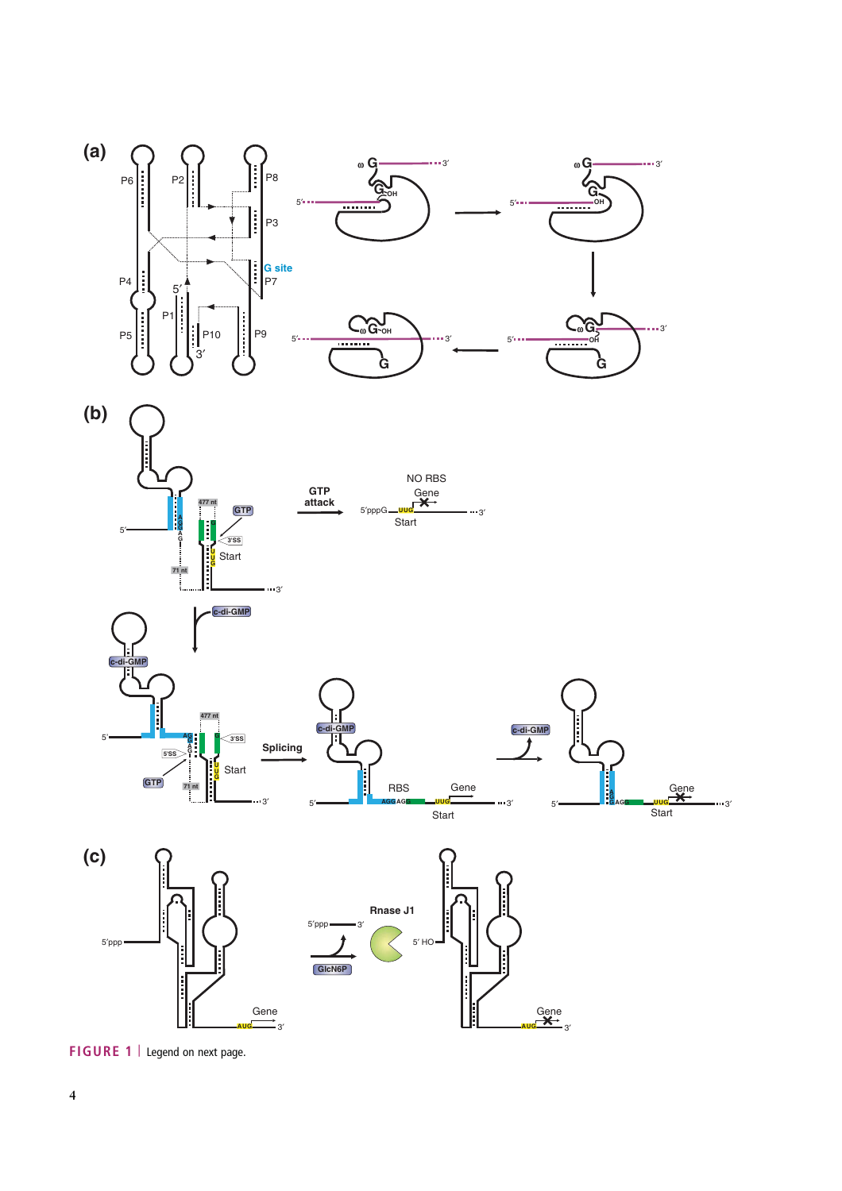**FIGURE 1** | Legend on next page.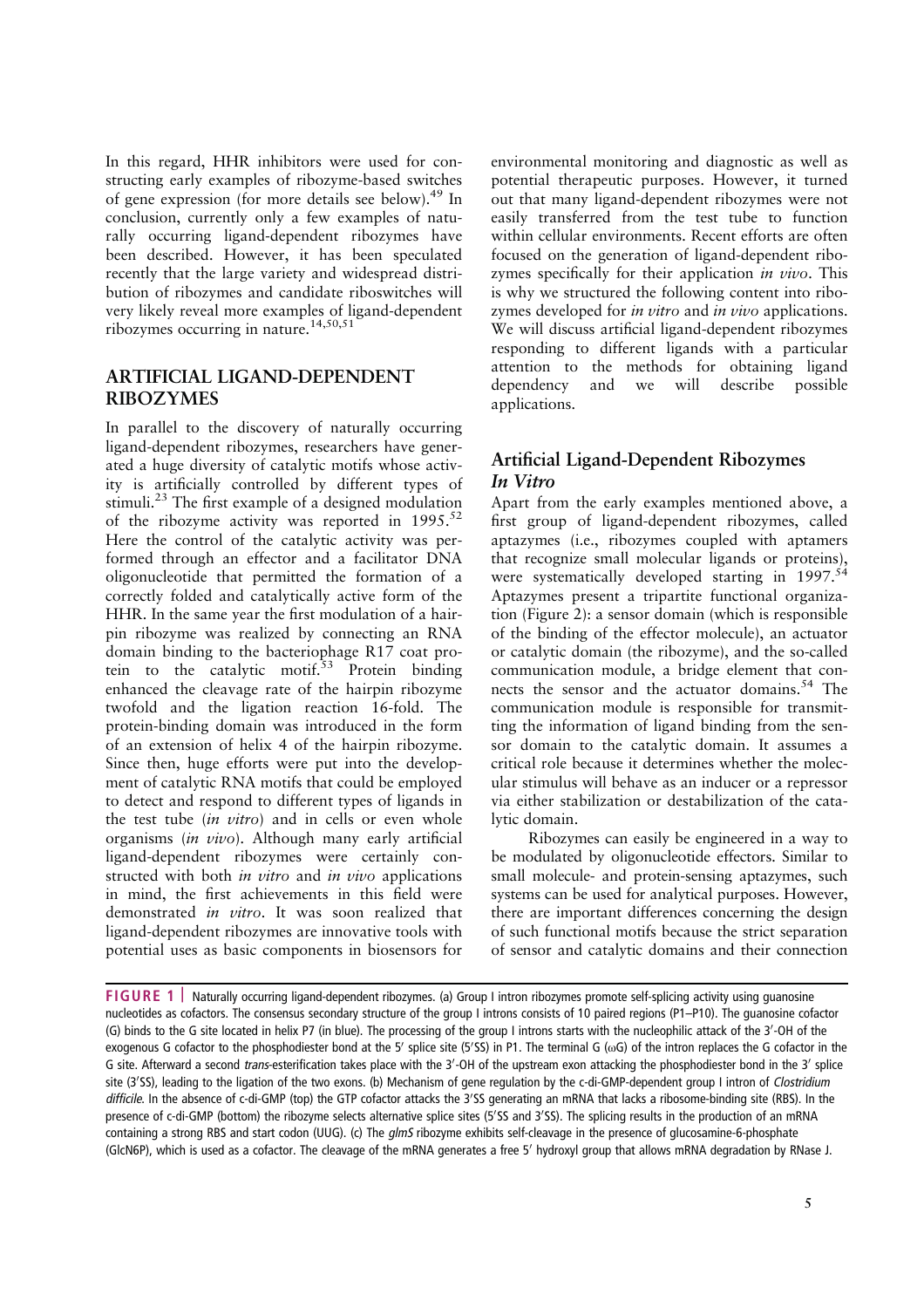In this regard, HHR inhibitors were used for constructing early examples of ribozyme-based switches of gene expression (for more details see below).[49] In conclusion, currently only a few examples of naturally occurring ligand-dependent ribozymes have been described. However, it has been speculated recently that the large variety and widespread distribution of ribozymes and candidate riboswitches will very likely reveal more examples of ligand-dependent ribozymes occurring in nature.[14,50,51]

## ARTIFICIAL LIGAND-DEPENDENT RIBOZYMES

In parallel to the discovery of naturally occurring ligand-dependent ribozymes, researchers have generated a huge diversity of catalytic motifs whose activity is artificially controlled by different types of stimuli.[23] The first example of a designed modulation of the ribozyme activity was reported in 1995.[52] Here the control of the catalytic activity was performed through an effector and a facilitator DNA oligonucleotide that permitted the formation of a correctly folded and catalytically active form of the HHR. In the same year the first modulation of a hairpin ribozyme was realized by connecting an RNA domain binding to the bacteriophage R17 coat protein to the catalytic motif.[53] Protein binding enhanced the cleavage rate of the hairpin ribozyme twofold and the ligation reaction 16-fold. The protein-binding domain was introduced in the form of an extension of helix 4 of the hairpin ribozyme. Since then, huge efforts were put into the development of catalytic RNA motifs that could be employed to detect and respond to different types of ligands in the test tube (*in vitro*) and in cells or even whole organisms (*in vivo*). Although many early artificial ligand-dependent ribozymes were certainly constructed with both *in vitro* and *in vivo* applications in mind, the first achievements in this field were demonstrated *in vitro*. It was soon realized that ligand-dependent ribozymes are innovative tools with potential uses as basic components in biosensors for environmental monitoring and diagnostic as well as potential therapeutic purposes. However, it turned out that many ligand-dependent ribozymes were not easily transferred from the test tube to function within cellular environments. Recent efforts are often focused on the generation of ligand-dependent ribozymes specifically for their application *in vivo*. This is why we structured the following content into ribozymes developed for *in vitro* and *in vivo* applications. We will discuss artificial ligand-dependent ribozymes responding to different ligands with a particular attention to the methods for obtaining ligand dependency and we will describe possible applications.

### Artificial Ligand-Dependent Ribozymes *In Vitro*

Apart from the early examples mentioned above, a first group of ligand-dependent ribozymes, called aptazymes (i.e., ribozymes coupled with aptamers that recognize small molecular ligands or proteins), were systematically developed starting in 1997.[54] Aptazymes present a tripartite functional organization (Figure 2): a sensor domain (which is responsible of the binding of the effector molecule), an actuator or catalytic domain (the ribozyme), and the so-called communication module, a bridge element that connects the sensor and the actuator domains.[54] The communication module is responsible for transmitting the information of ligand binding from the sensor domain to the catalytic domain. It assumes a critical role because it determines whether the molecular stimulus will behave as an inducer or a repressor via either stabilization or destabilization of the catalytic domain.

Ribozymes can easily be engineered in a way to be modulated by oligonucleotide effectors. Similar to small molecule- and protein-sensing aptazymes, such systems can be used for analytical purposes. However, there are important differences concerning the design of such functional motifs because the strict separation of sensor and catalytic domains and their connection

**FIGURE 1** | Naturally occurring ligand-dependent ribozymes. (a) Group I intron ribozymes promote self-splicing activity using guanosine nucleotides as cofactors. The consensus secondary structure of the group I introns consists of 10 paired regions (P1–P10). The guanosine cofactor (G) binds to the G site located in helix P7 (in blue). The processing of the group I introns starts with the nucleophilic attack of the 3′-OH of the exogenous G cofactor to the phosphodiester bond at the 5′ splice site (5′SS) in P1. The terminal G (ωG) of the intron replaces the G cofactor in the G site. Afterward a second *trans*-esterification takes place with the 3′-OH of the upstream exon attacking the phosphodiester bond in the 3′ splice site (3′SS), leading to the ligation of the two exons. (b) Mechanism of gene regulation by the c-di-GMP-dependent group I intron of *Clostridium difficile*. In the absence of c-di-GMP (top) the GTP cofactor attacks the 3′SS generating an mRNA that lacks a ribosome-binding site (RBS). In the presence of c-di-GMP (bottom) the ribozyme selects alternative splice sites (5′SS and 3′SS). The splicing results in the production of an mRNA containing a strong RBS and start codon (UUG). (c) The *glmS* ribozyme exhibits self-cleavage in the presence of glucosamine-6-phosphate (GlcN6P), which is used as a cofactor. The cleavage of the mRNA generates a free 5′ hydroxyl group that allows mRNA degradation by RNase J.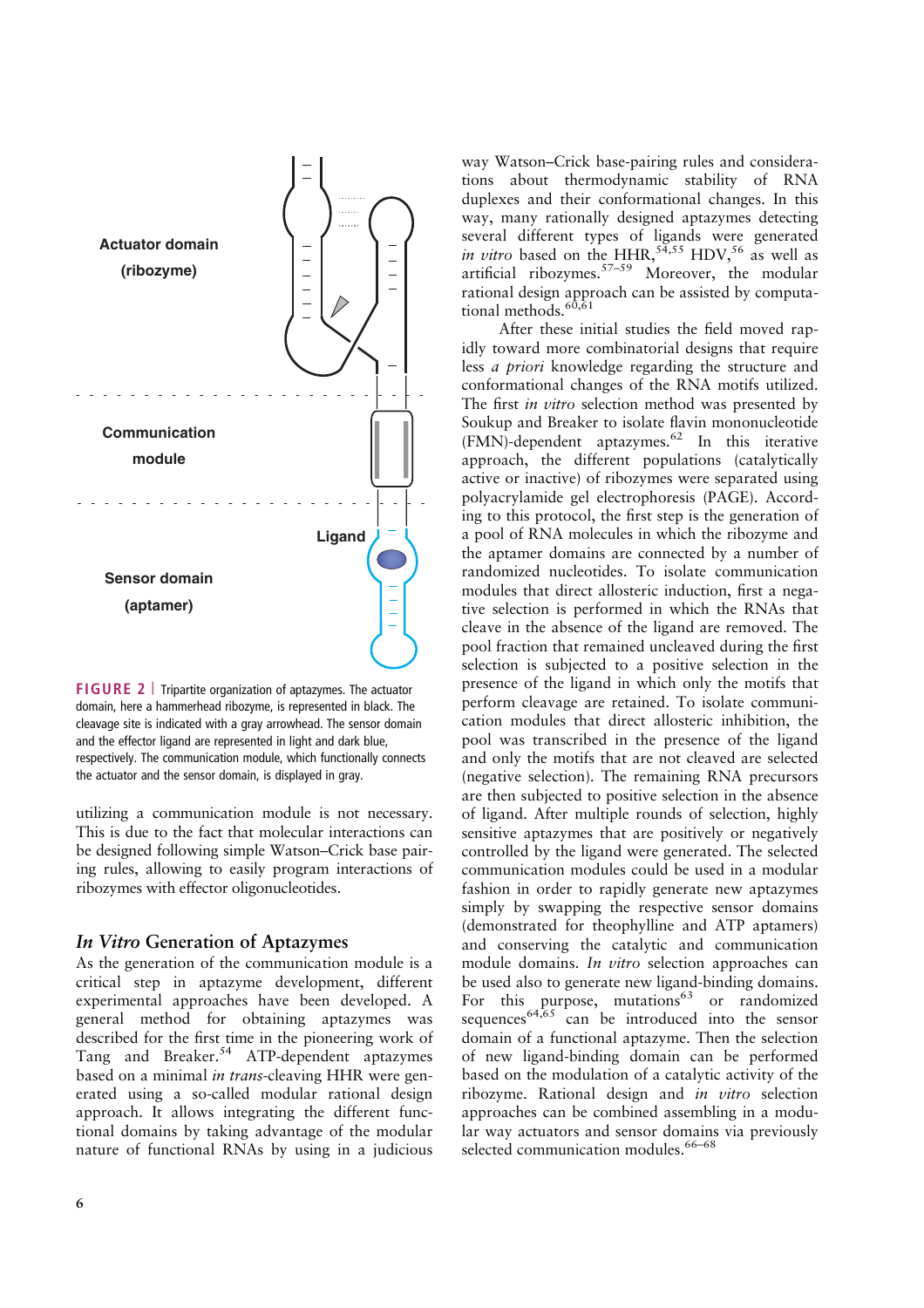Actuator domain (ribozyme)

Communication module

Ligand

Sensor domain (aptamer)

**FIGURE 2** | Tripartite organization of aptazymes. The actuator domain, here a hammerhead ribozyme, is represented in black. The cleavage site is indicated with a gray arrowhead. The sensor domain and the effector ligand are represented in light and dark blue, respectively. The communication module, which functionally connects the actuator and the sensor domain, is displayed in gray.

utilizing a communication module is not necessary. This is due to the fact that molecular interactions can be designed following simple Watson–Crick base pairing rules, allowing to easily program interactions of ribozymes with effector oligonucleotides.

## *In Vitro* Generation of Aptazymes

As the generation of the communication module is a critical step in aptazyme development, different experimental approaches have been developed. A general method for obtaining aptazymes was described for the first time in the pioneering work of Tang and Breaker.[54] ATP-dependent aptazymes based on a minimal *in trans*-cleaving HHR were generated using a so-called modular rational design approach. It allows integrating the different functional domains by taking advantage of the modular nature of functional RNAs by using in a judicious way Watson–Crick base-pairing rules and considerations about thermodynamic stability of RNA duplexes and their conformational changes. In this way, many rationally designed aptazymes detecting several different types of ligands were generated *in vitro* based on the HHR,[54,55] HDV,[56] as well as artificial ribozymes.[57–59] Moreover, the modular rational design approach can be assisted by computational methods.[60,61]

After these initial studies the field moved rapidly toward more combinatorial designs that require less *a priori* knowledge regarding the structure and conformational changes of the RNA motifs utilized. The first *in vitro* selection method was presented by Soukup and Breaker to isolate flavin mononucleotide (FMN)-dependent aptazymes.[62] In this iterative approach, the different populations (catalytically active or inactive) of ribozymes were separated using polyacrylamide gel electrophoresis (PAGE). According to this protocol, the first step is the generation of a pool of RNA molecules in which the ribozyme and the aptamer domains are connected by a number of randomized nucleotides. To isolate communication modules that direct allosteric induction, first a negative selection is performed in which the RNAs that cleave in the absence of the ligand are removed. The pool fraction that remained uncleaved during the first selection is subjected to a positive selection in the presence of the ligand in which only the motifs that perform cleavage are retained. To isolate communication modules that direct allosteric inhibition, the pool was transcribed in the presence of the ligand and only the motifs that are not cleaved are selected (negative selection). The remaining RNA precursors are then subjected to positive selection in the absence of ligand. After multiple rounds of selection, highly sensitive aptazymes that are positively or negatively controlled by the ligand were generated. The selected communication modules could be used in a modular fashion in order to rapidly generate new aptazymes simply by swapping the respective sensor domains (demonstrated for theophylline and ATP aptamers) and conserving the catalytic and communication module domains. *In vitro* selection approaches can be used also to generate new ligand-binding domains. For this purpose, mutations[63] or randomized sequences[64,65] can be introduced into the sensor domain of a functional aptazyme. Then the selection of new ligand-binding domain can be performed based on the modulation of a catalytic activity of the ribozyme. Rational design and *in vitro* selection approaches can be combined assembling in a modular way actuators and sensor domains via previously selected communication modules.[66–68]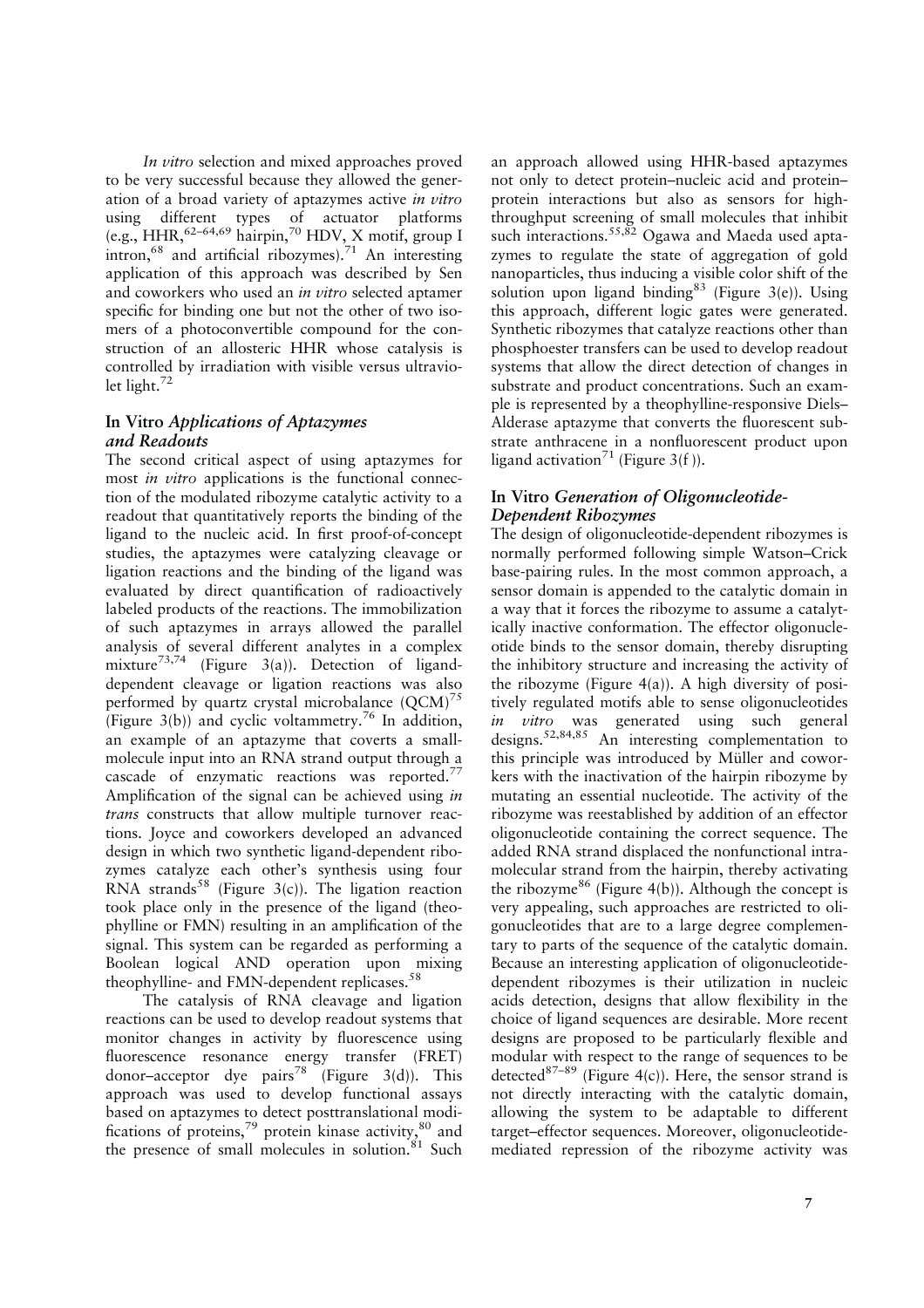*In vitro* selection and mixed approaches proved to be very successful because they allowed the generation of a broad variety of aptazymes active *in vitro* using different types of actuator platforms (e.g., HHR,[62–64,69] hairpin,[70] HDV, X motif, group I intron,[68] and artificial ribozymes).[71] An interesting application of this approach was described by Sen and coworkers who used an *in vitro* selected aptamer specific for binding one but not the other of two isomers of a photoconvertible compound for the construction of an allosteric HHR whose catalysis is controlled by irradiation with visible versus ultraviolet light.[72]

## In Vitro *Applications of Aptazymes and Readouts*

The second critical aspect of using aptazymes for most *in vitro* applications is the functional connection of the modulated ribozyme catalytic activity to a readout that quantitatively reports the binding of the ligand to the nucleic acid. In first proof-of-concept studies, the aptazymes were catalyzing cleavage or ligation reactions and the binding of the ligand was evaluated by direct quantification of radioactively labeled products of the reactions. The immobilization of such aptazymes in arrays allowed the parallel analysis of several different analytes in a complex mixture[73,74] (Figure 3(a)). Detection of ligand-dependent cleavage or ligation reactions was also performed by quartz crystal microbalance (QCM)[75] (Figure 3(b)) and cyclic voltammetry.[76] In addition, an example of an aptazyme that coverts a small-molecule input into an RNA strand output through a cascade of enzymatic reactions was reported.[77] Amplification of the signal can be achieved using *in trans* constructs that allow multiple turnover reactions. Joyce and coworkers developed an advanced design in which two synthetic ligand-dependent ribozymes catalyze each other's synthesis using four RNA strands[58] (Figure 3(c)). The ligation reaction took place only in the presence of the ligand (theophylline or FMN) resulting in an amplification of the signal. This system can be regarded as performing a Boolean logical AND operation upon mixing theophylline- and FMN-dependent replicases.[58]

The catalysis of RNA cleavage and ligation reactions can be used to develop readout systems that monitor changes in activity by fluorescence using fluorescence resonance energy transfer (FRET) donor–acceptor dye pairs[78] (Figure 3(d)). This approach was used to develop functional assays based on aptazymes to detect posttranslational modifications of proteins,[79] protein kinase activity,[80] and the presence of small molecules in solution.[81] Such an approach allowed using HHR-based aptazymes not only to detect protein–nucleic acid and protein–protein interactions but also as sensors for high-throughput screening of small molecules that inhibit such interactions.[55,82] Ogawa and Maeda used aptazymes to regulate the state of aggregation of gold nanoparticles, thus inducing a visible color shift of the solution upon ligand binding[83] (Figure 3(e)). Using this approach, different logic gates were generated. Synthetic ribozymes that catalyze reactions other than phosphoester transfers can be used to develop readout systems that allow the direct detection of changes in substrate and product concentrations. Such an example is represented by a theophylline-responsive Diels–Alderase aptazyme that converts the fluorescent substrate anthracene in a nonfluorescent product upon ligand activation[71] (Figure 3(f)).

## In Vitro *Generation of Oligonucleotide-Dependent Ribozymes*

The design of oligonucleotide-dependent ribozymes is normally performed following simple Watson–Crick base-pairing rules. In the most common approach, a sensor domain is appended to the catalytic domain in a way that it forces the ribozyme to assume a catalytically inactive conformation. The effector oligonucleotide binds to the sensor domain, thereby disrupting the inhibitory structure and increasing the activity of the ribozyme (Figure 4(a)). A high diversity of positively regulated motifs able to sense oligonucleotides *in vitro* was generated using such general designs.[52,84,85] An interesting complementation to this principle was introduced by Müller and coworkers with the inactivation of the hairpin ribozyme by mutating an essential nucleotide. The activity of the ribozyme was reestablished by addition of an effector oligonucleotide containing the correct sequence. The added RNA strand displaced the nonfunctional intramolecular strand from the hairpin, thereby activating the ribozyme[86] (Figure 4(b)). Although the concept is very appealing, such approaches are restricted to oligonucleotides that are to a large degree complementary to parts of the sequence of the catalytic domain. Because an interesting application of oligonucleotide-dependent ribozymes is their utilization in nucleic acids detection, designs that allow flexibility in the choice of ligand sequences are desirable. More recent designs are proposed to be particularly flexible and modular with respect to the range of sequences to be detected[87–89] (Figure 4(c)). Here, the sensor strand is not directly interacting with the catalytic domain, allowing the system to be adaptable to different target–effector sequences. Moreover, oligonucleotide-mediated repression of the ribozyme activity was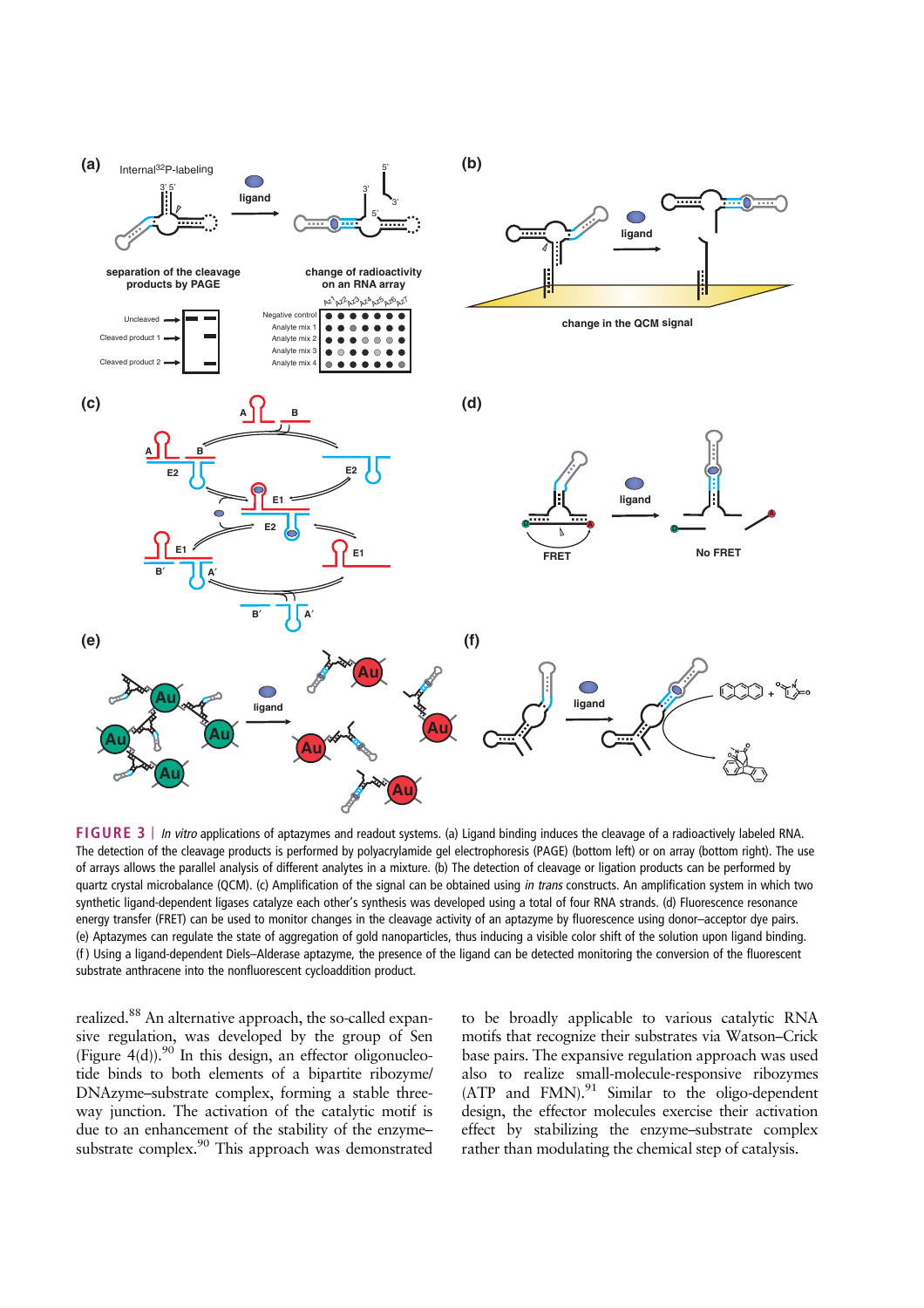**FIGURE 3** | *In vitro* applications of aptazymes and readout systems. (a) Ligand binding induces the cleavage of a radioactively labeled RNA. The detection of the cleavage products is performed by polyacrylamide gel electrophoresis (PAGE) (bottom left) or on array (bottom right). The use of arrays allows the parallel analysis of different analytes in a mixture. (b) The detection of cleavage or ligation products can be performed by quartz crystal microbalance (QCM). (c) Amplification of the signal can be obtained using *in trans* constructs. An amplification system in which two synthetic ligand-dependent ligases catalyze each other's synthesis was developed using a total of four RNA strands. (d) Fluorescence resonance energy transfer (FRET) can be used to monitor changes in the cleavage activity of an aptazyme by fluorescence using donor–acceptor dye pairs. (e) Aptazymes can regulate the state of aggregation of gold nanoparticles, thus inducing a visible color shift of the solution upon ligand binding. (f) Using a ligand-dependent Diels–Alderase aptazyme, the presence of the ligand can be detected monitoring the conversion of the fluorescent substrate anthracene into the nonfluorescent cycloaddition product.

realized.[88] An alternative approach, the so-called expansive regulation, was developed by the group of Sen (Figure 4(d)).[90] In this design, an effector oligonucleotide binds to both elements of a bipartite ribozyme/DNAzyme–substrate complex, forming a stable three-way junction. The activation of the catalytic motif is due to an enhancement of the stability of the enzyme–substrate complex.[90] This approach was demonstrated to be broadly applicable to various catalytic RNA motifs that recognize their substrates via Watson–Crick base pairs. The expansive regulation approach was used also to realize small-molecule-responsive ribozymes (ATP and FMN).[91] Similar to the oligo-dependent design, the effector molecules exercise their activation effect by stabilizing the enzyme–substrate complex rather than modulating the chemical step of catalysis.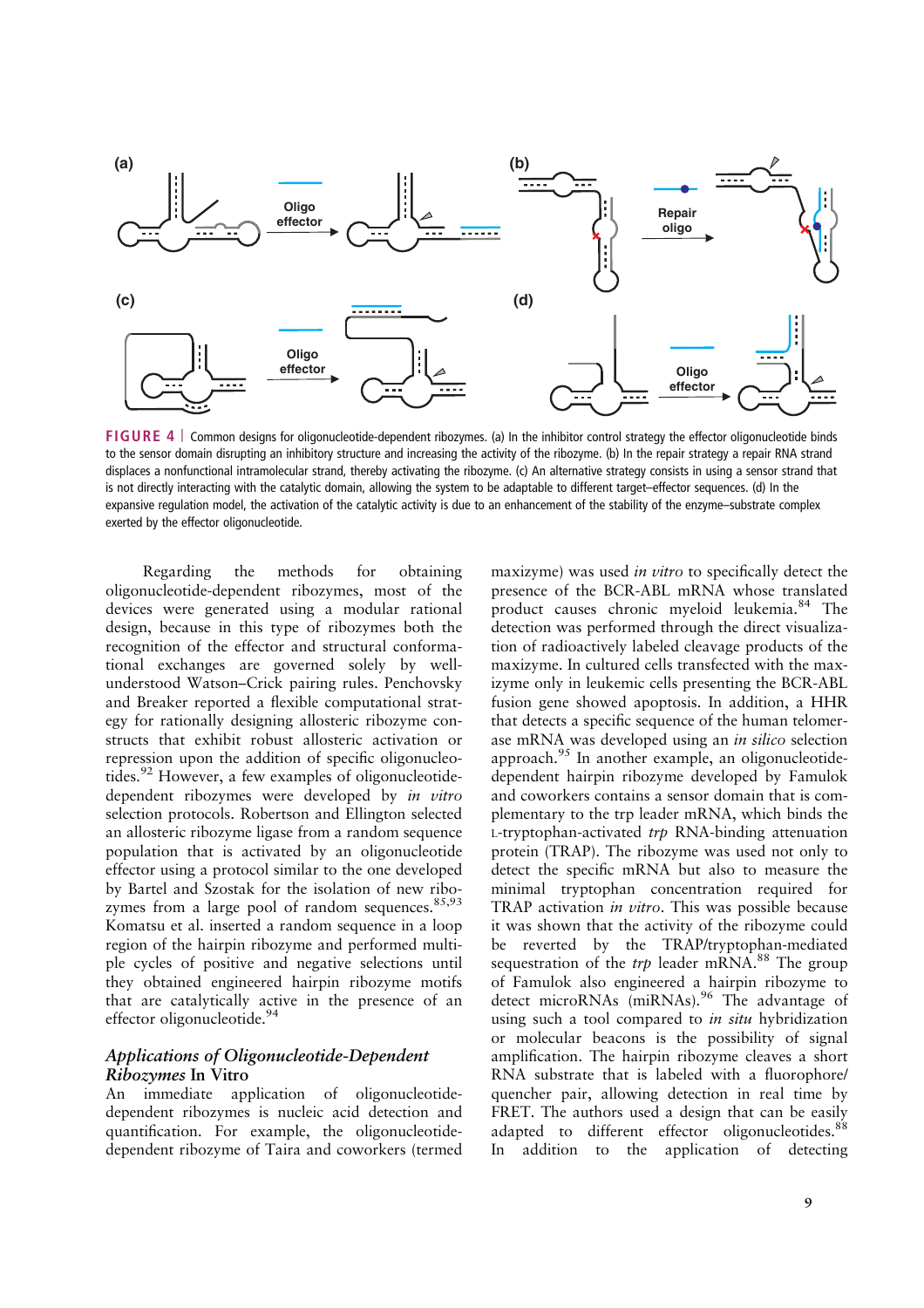FIGURE 4 | Common designs for oligonucleotide-dependent ribozymes. (a) In the inhibitor control strategy the effector oligonucleotide binds to the sensor domain disrupting an inhibitory structure and increasing the activity of the ribozyme. (b) In the repair strategy a repair RNA strand displaces a nonfunctional intramolecular strand, thereby activating the ribozyme. (c) An alternative strategy consists in using a sensor strand that is not directly interacting with the catalytic domain, allowing the system to be adaptable to different target–effector sequences. (d) In the expansive regulation model, the activation of the catalytic activity is due to an enhancement of the stability of the enzyme–substrate complex exerted by the effector oligonucleotide.

Regarding the methods for obtaining oligonucleotide-dependent ribozymes, most of the devices were generated using a modular rational design, because in this type of ribozymes both the recognition of the effector and structural conformational exchanges are governed solely by well-understood Watson–Crick pairing rules. Penchovsky and Breaker reported a flexible computational strategy for rationally designing allosteric ribozyme constructs that exhibit robust allosteric activation or repression upon the addition of specific oligonucleotides.[92] However, a few examples of oligonucleotide-dependent ribozymes were developed by *in vitro* selection protocols. Robertson and Ellington selected an allosteric ribozyme ligase from a random sequence population that is activated by an oligonucleotide effector using a protocol similar to the one developed by Bartel and Szostak for the isolation of new ribozymes from a large pool of random sequences.[85,93] Komatsu et al. inserted a random sequence in a loop region of the hairpin ribozyme and performed multiple cycles of positive and negative selections until they obtained engineered hairpin ribozyme motifs that are catalytically active in the presence of an effector oligonucleotide.[94]

### *Applications of Oligonucleotide-Dependent Ribozymes* In Vitro

An immediate application of oligonucleotide-dependent ribozymes is nucleic acid detection and quantification. For example, the oligonucleotide-dependent ribozyme of Taira and coworkers (termed maxizyme) was used *in vitro* to specifically detect the presence of the BCR-ABL mRNA whose translated product causes chronic myeloid leukemia.[84] The detection was performed through the direct visualization of radioactively labeled cleavage products of the maxizyme. In cultured cells transfected with the maxizyme only in leukemic cells presenting the BCR-ABL fusion gene showed apoptosis. In addition, a HHR that detects a specific sequence of the human telomerase mRNA was developed using an *in silico* selection approach.[95] In another example, an oligonucleotide-dependent hairpin ribozyme developed by Famulok and coworkers contains a sensor domain that is complementary to the trp leader mRNA, which binds the L-tryptophan-activated *trp* RNA-binding attenuation protein (TRAP). The ribozyme was used not only to detect the specific mRNA but also to measure the minimal tryptophan concentration required for TRAP activation *in vitro*. This was possible because it was shown that the activity of the ribozyme could be reverted by the TRAP/tryptophan-mediated sequestration of the *trp* leader mRNA.[88] The group of Famulok also engineered a hairpin ribozyme to detect microRNAs (miRNAs).[96] The advantage of using such a tool compared to *in situ* hybridization or molecular beacons is the possibility of signal amplification. The hairpin ribozyme cleaves a short RNA substrate that is labeled with a fluorophore/quencher pair, allowing detection in real time by FRET. The authors used a design that can be easily adapted to different effector oligonucleotides.[88] In addition to the application of detecting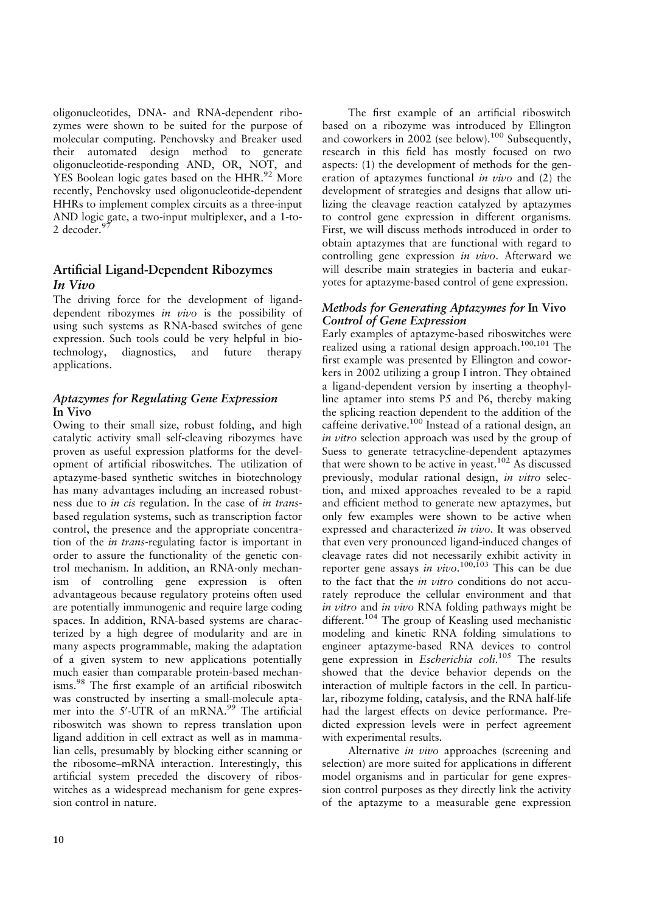oligonucleotides, DNA- and RNA-dependent ribozymes were shown to be suited for the purpose of molecular computing. Penchovsky and Breaker used their automated design method to generate oligonucleotide-responding AND, OR, NOT, and YES Boolean logic gates based on the HHR.[92] More recently, Penchovsky used oligonucleotide-dependent HHRs to implement complex circuits as a three-input AND logic gate, a two-input multiplexer, and a 1-to-2 decoder.[97]

## Artificial Ligand-Dependent Ribozymes *In Vivo*

The driving force for the development of ligand-dependent ribozymes *in vivo* is the possibility of using such systems as RNA-based switches of gene expression. Such tools could be very helpful in biotechnology, diagnostics, and future therapy applications.

### *Aptazymes for Regulating Gene Expression* In Vivo

Owing to their small size, robust folding, and high catalytic activity small self-cleaving ribozymes have proven as useful expression platforms for the development of artificial riboswitches. The utilization of aptazyme-based synthetic switches in biotechnology has many advantages including an increased robustness due to *in cis* regulation. In the case of *in trans*-based regulation systems, such as transcription factor control, the presence and the appropriate concentration of the *in trans*-regulating factor is important in order to assure the functionality of the genetic control mechanism. In addition, an RNA-only mechanism of controlling gene expression is often advantageous because regulatory proteins often used are potentially immunogenic and require large coding spaces. In addition, RNA-based systems are characterized by a high degree of modularity and are in many aspects programmable, making the adaptation of a given system to new applications potentially much easier than comparable protein-based mechanisms.[98] The first example of an artificial riboswitch was constructed by inserting a small-molecule aptamer into the 5′-UTR of an mRNA.[99] The artificial riboswitch was shown to repress translation upon ligand addition in cell extract as well as in mammalian cells, presumably by blocking either scanning or the ribosome–mRNA interaction. Interestingly, this artificial system preceded the discovery of riboswitches as a widespread mechanism for gene expression control in nature.

The first example of an artificial riboswitch based on a ribozyme was introduced by Ellington and coworkers in 2002 (see below).[100] Subsequently, research in this field has mostly focused on two aspects: (1) the development of methods for the generation of aptazymes functional *in vivo* and (2) the development of strategies and designs that allow utilizing the cleavage reaction catalyzed by aptazymes to control gene expression in different organisms. First, we will discuss methods introduced in order to obtain aptazymes that are functional with regard to controlling gene expression *in vivo*. Afterward we will describe main strategies in bacteria and eukaryotes for aptazyme-based control of gene expression.

### *Methods for Generating Aptazymes for* In Vivo *Control of Gene Expression*

Early examples of aptazyme-based riboswitches were realized using a rational design approach.[100,101] The first example was presented by Ellington and coworkers in 2002 utilizing a group I intron. They obtained a ligand-dependent version by inserting a theophylline aptamer into stems P5 and P6, thereby making the splicing reaction dependent to the addition of the caffeine derivative.[100] Instead of a rational design, an *in vitro* selection approach was used by the group of Suess to generate tetracycline-dependent aptazymes that were shown to be active in yeast.[102] As discussed previously, modular rational design, *in vitro* selection, and mixed approaches revealed to be a rapid and efficient method to generate new aptazymes, but only few examples were shown to be active when expressed and characterized *in vivo*. It was observed that even very pronounced ligand-induced changes of cleavage rates did not necessarily exhibit activity in reporter gene assays *in vivo*.[100,103] This can be due to the fact that the *in vitro* conditions do not accurately reproduce the cellular environment and that *in vitro* and *in vivo* RNA folding pathways might be different.[104] The group of Keasling used mechanistic modeling and kinetic RNA folding simulations to engineer aptazyme-based RNA devices to control gene expression in *Escherichia coli*.[105] The results showed that the device behavior depends on the interaction of multiple factors in the cell. In particular, ribozyme folding, catalysis, and the RNA half-life had the largest effects on device performance. Predicted expression levels were in perfect agreement with experimental results.

Alternative *in vivo* approaches (screening and selection) are more suited for applications in different model organisms and in particular for gene expression control purposes as they directly link the activity of the aptazyme to a measurable gene expression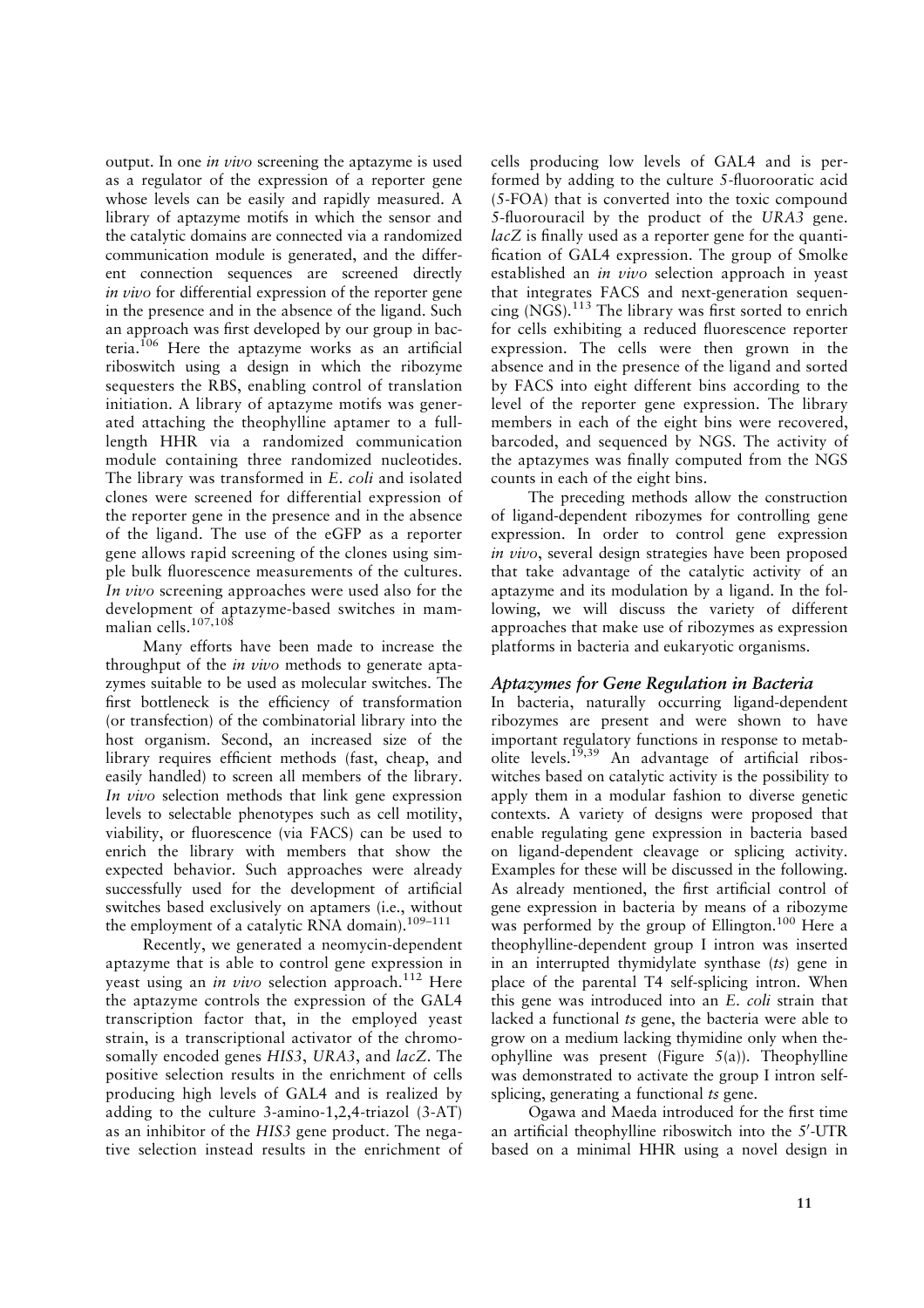output. In one *in vivo* screening the aptazyme is used as a regulator of the expression of a reporter gene whose levels can be easily and rapidly measured. A library of aptazyme motifs in which the sensor and the catalytic domains are connected via a randomized communication module is generated, and the different connection sequences are screened directly *in vivo* for differential expression of the reporter gene in the presence and in the absence of the ligand. Such an approach was first developed by our group in bacteria.[106] Here the aptazyme works as an artificial riboswitch using a design in which the ribozyme sequesters the RBS, enabling control of translation initiation. A library of aptazyme motifs was generated attaching the theophylline aptamer to a full-length HHR via a randomized communication module containing three randomized nucleotides. The library was transformed in *E. coli* and isolated clones were screened for differential expression of the reporter gene in the presence and in the absence of the ligand. The use of the eGFP as a reporter gene allows rapid screening of the clones using simple bulk fluorescence measurements of the cultures. *In vivo* screening approaches were used also for the development of aptazyme-based switches in mammalian cells.[107,108]

Many efforts have been made to increase the throughput of the *in vivo* methods to generate aptazymes suitable to be used as molecular switches. The first bottleneck is the efficiency of transformation (or transfection) of the combinatorial library into the host organism. Second, an increased size of the library requires efficient methods (fast, cheap, and easily handled) to screen all members of the library. *In vivo* selection methods that link gene expression levels to selectable phenotypes such as cell motility, viability, or fluorescence (via FACS) can be used to enrich the library with members that show the expected behavior. Such approaches were already successfully used for the development of artificial switches based exclusively on aptamers (i.e., without the employment of a catalytic RNA domain).[109–111]

Recently, we generated a neomycin-dependent aptazyme that is able to control gene expression in yeast using an *in vivo* selection approach.[112] Here the aptazyme controls the expression of the GAL4 transcription factor that, in the employed yeast strain, is a transcriptional activator of the chromosomally encoded genes *HIS3*, *URA3*, and *lacZ*. The positive selection results in the enrichment of cells producing high levels of GAL4 and is realized by adding to the culture 3-amino-1,2,4-triazol (3-AT) as an inhibitor of the *HIS3* gene product. The negative selection instead results in the enrichment of cells producing low levels of GAL4 and is performed by adding to the culture 5-fluoroorotic acid (5-FOA) that is converted into the toxic compound 5-fluorouracil by the product of the *URA3* gene. *lacZ* is finally used as a reporter gene for the quantification of GAL4 expression. The group of Smolke established an *in vivo* selection approach in yeast that integrates FACS and next-generation sequencing (NGS).[113] The library was first sorted to enrich for cells exhibiting a reduced fluorescence reporter expression. The cells were then grown in the absence and in the presence of the ligand and sorted by FACS into eight different bins according to the level of the reporter gene expression. The library members in each of the eight bins were recovered, barcoded, and sequenced by NGS. The activity of the aptazymes was finally computed from the NGS counts in each of the eight bins.

The preceding methods allow the construction of ligand-dependent ribozymes for controlling gene expression. In order to control gene expression *in vivo*, several design strategies have been proposed that take advantage of the catalytic activity of an aptazyme and its modulation by a ligand. In the following, we will discuss the variety of different approaches that make use of ribozymes as expression platforms in bacteria and eukaryotic organisms.

### *Aptazymes for Gene Regulation in Bacteria*

In bacteria, naturally occurring ligand-dependent ribozymes are present and were shown to have important regulatory functions in response to metabolite levels.[19,39] An advantage of artificial riboswitches based on catalytic activity is the possibility to apply them in a modular fashion to diverse genetic contexts. A variety of designs were proposed that enable regulating gene expression in bacteria based on ligand-dependent cleavage or splicing activity. Examples for these will be discussed in the following. As already mentioned, the first artificial control of gene expression in bacteria by means of a ribozyme was performed by the group of Ellington.[100] Here a theophylline-dependent group I intron was inserted in an interrupted thymidylate synthase (*ts*) gene in place of the parental T4 self-splicing intron. When this gene was introduced into an *E. coli* strain that lacked a functional *ts* gene, the bacteria were able to grow on a medium lacking thymidine only when theophylline was present (Figure 5(a)). Theophylline was demonstrated to activate the group I intron self-splicing, generating a functional *ts* gene.

Ogawa and Maeda introduced for the first time an artificial theophylline riboswitch into the 5′-UTR based on a minimal HHR using a novel design in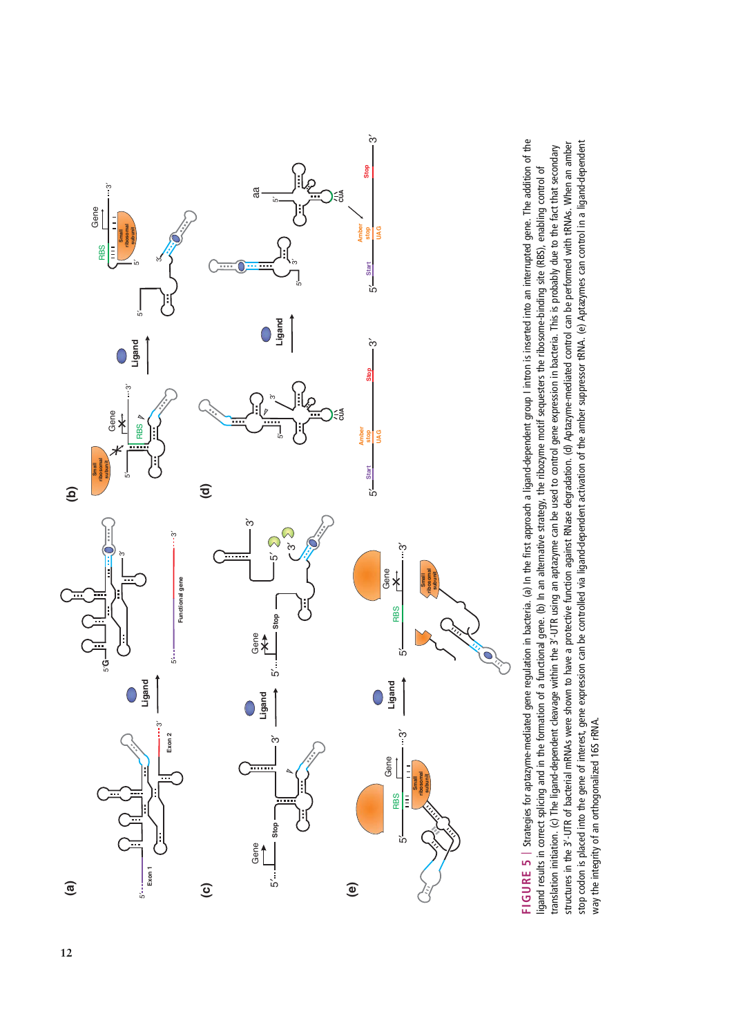FIGURE 5 | Strategies for aptazyme-mediated gene regulation in bacteria. (a) In the first approach a ligand-dependent group I intron is inserted into an interrupted gene. The addition of the ligand results in correct splicing and in the formation of a functional gene. (b) In an alternative strategy, the ribozyme motif sequesters the ribosome-binding site (RBS), enabling control of translation initiation. (c) The ligand-dependent cleavage using an aptazyme can be used to control gene expression in bacteria. This is probably due to the fact that secondary structures in the 3′-UTR of bacterial mRNAs were shown to have a protective function against RNase degradation. (d) Aptazyme-mediated control can be performed with tRNAs. When an amber stop codon is placed into the gene of interest, gene expression can be controlled via ligand-dependent activation of the amber suppressor tRNA. (e) Aptazymes can control in a ligand-dependent way the integrity of an orthogonalized 16S rRNA.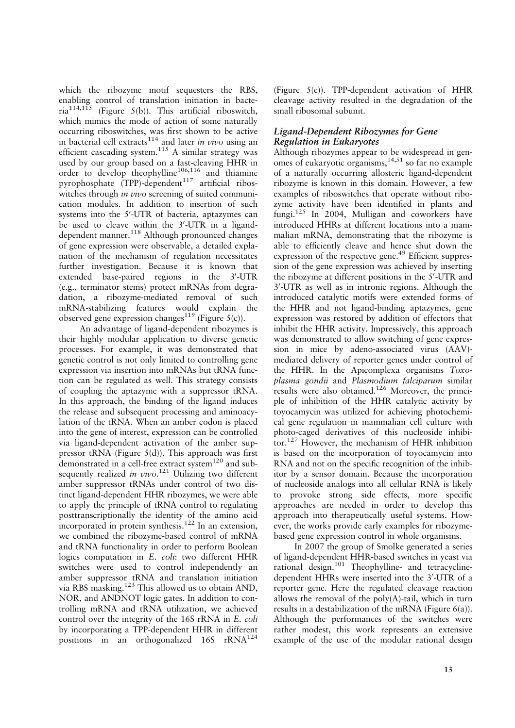which the ribozyme motif sequesters the RBS, enabling control of translation initiation in bacteria[114,115] (Figure 5(b)). This artificial riboswitch, which mimics the mode of action of some naturally occurring riboswitches, was first shown to be active in bacterial cell extracts[114] and later *in vivo* using an efficient cascading system.[115] A similar strategy was used by our group based on a fast-cleaving HHR in order to develop theophylline[106,116] and thiamine pyrophosphate (TPP)-dependent[117] artificial riboswitches through *in vivo* screening of suited communication modules. In addition to insertion of such systems into the 5′-UTR of bacteria, aptazymes can be used to cleave within the 3′-UTR in a ligand-dependent manner.[118] Although pronounced changes of gene expression were observable, a detailed explanation of the mechanism of regulation necessitates further investigation. Because it is known that extended base-paired regions in the 3′-UTR (e.g., terminator stems) protect mRNAs from degradation, a ribozyme-mediated removal of such mRNA-stabilizing features would explain the observed gene expression changes[119] (Figure 5(c)).

An advantage of ligand-dependent ribozymes is their highly modular application to diverse genetic processes. For example, it was demonstrated that genetic control is not only limited to controlling gene expression via insertion into mRNAs but tRNA function can be regulated as well. This strategy consists of coupling the aptazyme with a suppressor tRNA. In this approach, the binding of the ligand induces the release and subsequent processing and aminoacylation of the tRNA. When an amber codon is placed into the gene of interest, expression can be controlled via ligand-dependent activation of the amber suppressor tRNA (Figure 5(d)). This approach was first demonstrated in a cell-free extract system[120] and subsequently realized *in vivo*.[121] Utilizing two different amber suppressor tRNAs under control of two distinct ligand-dependent HHR ribozymes, we were able to apply the principle of tRNA control to regulating posttranscriptionally the identity of the amino acid incorporated in protein synthesis.[122] In an extension, we combined the ribozyme-based control of mRNA and tRNA functionality in order to perform Boolean logics computation in *E. coli*: two different HHR switches were used to control independently an amber suppressor tRNA and translation initiation via RBS masking.[123] This allowed us to obtain AND, NOR, and ANDNOT logic gates. In addition to controlling mRNA and tRNA utilization, we achieved control over the integrity of the 16S rRNA in *E. coli* by incorporating a TPP-dependent HHR in different positions in an orthogonalized 16S rRNA[124] (Figure 5(e)). TPP-dependent activation of HHR cleavage activity resulted in the degradation of the small ribosomal subunit.

### Ligand-Dependent Ribozymes for Gene Regulation in Eukaryotes

Although ribozymes appear to be widespread in genomes of eukaryotic organisms,[14,51] so far no example of a naturally occurring allosteric ligand-dependent ribozyme is known in this domain. However, a few examples of riboswitches that operate without ribozyme activity have been identified in plants and fungi.[125] In 2004, Mulligan and coworkers have introduced HHRs at different locations into a mammalian mRNA, demonstrating that the ribozyme is able to efficiently cleave and hence shut down the expression of the respective gene.[49] Efficient suppression of the gene expression was achieved by inserting the ribozyme at different positions in the 5′-UTR and 3′-UTR as well as in intronic regions. Although the introduced catalytic motifs were extended forms of the HHR and not ligand-binding aptazymes, gene expression was restored by addition of effectors that inhibit the HHR activity. Impressively, this approach was demonstrated to allow switching of gene expression in mice by adeno-associated virus (AAV)-mediated delivery of reporter genes under control of the HHR. In the Apicomplexa organisms *Toxoplasma gondii* and *Plasmodium falciparum* similar results were also obtained.[126] Moreover, the principle of inhibition of the HHR catalytic activity by toyocamycin was utilized for achieving photochemical gene regulation in mammalian cell culture with photo-caged derivatives of this nucleoside inhibitor.[127] However, the mechanism of HHR inhibition is based on the incorporation of toyocamycin into RNA and not on the specific recognition of the inhibitor by a sensor domain. Because the incorporation of nucleoside analogs into all cellular RNA is likely to provoke strong side effects, more specific approaches are needed in order to develop this approach into therapeutically useful systems. However, the works provide early examples for ribozyme-based gene expression control in whole organisms.

In 2007 the group of Smolke generated a series of ligand-dependent HHR-based switches in yeast via rational design.[101] Theophylline- and tetracycline-dependent HHRs were inserted into the 3′-UTR of a reporter gene. Here the regulated cleavage reaction allows the removal of the poly(A)-tail, which in turn results in a destabilization of the mRNA (Figure 6(a)). Although the performances of the switches were rather modest, this work represents an extensive example of the use of the modular rational design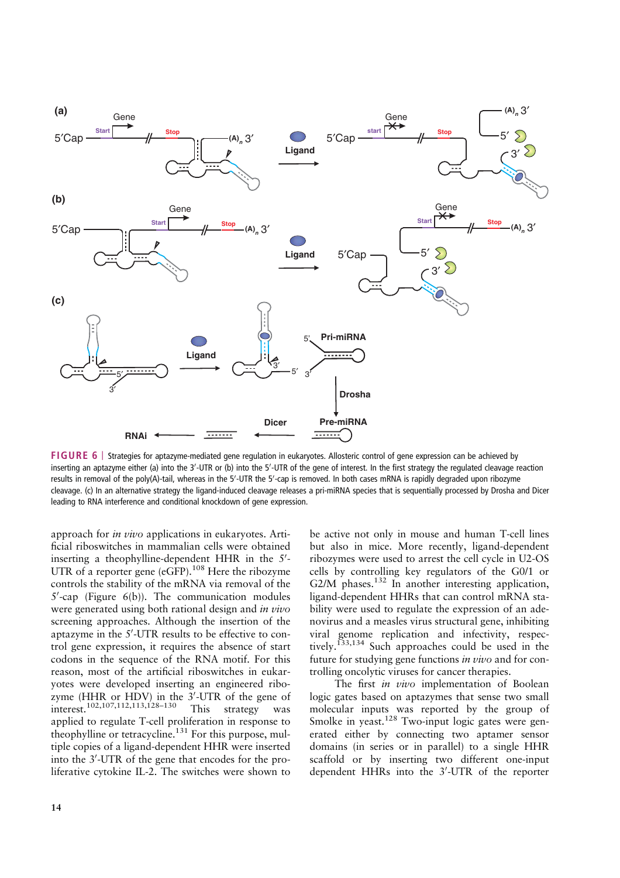**FIGURE 6** | Strategies for aptazyme-mediated gene regulation in eukaryotes. Allosteric control of gene expression can be achieved by inserting an aptazyme either (a) into the 3′-UTR or (b) into the 5′-UTR of the gene of interest. In the first strategy the regulated cleavage reaction results in removal of the poly(A)-tail, whereas in the 5′-UTR the 5′-cap is removed. In both cases mRNA is rapidly degraded upon ribozyme cleavage. (c) In an alternative strategy the ligand-induced cleavage releases a pri-miRNA species that is sequentially processed by Drosha and Dicer leading to RNA interference and conditional knockdown of gene expression.

approach for *in vivo* applications in eukaryotes. Artificial riboswitches in mammalian cells were obtained inserting a theophylline-dependent HHR in the 5′-UTR of a reporter gene (eGFP).[108] Here the ribozyme controls the stability of the mRNA via removal of the 5′-cap (Figure 6(b)). The communication modules were generated using both rational design and *in vivo* screening approaches. Although the insertion of the aptazyme in the 5′-UTR results to be effective to control gene expression, it requires the absence of start codons in the sequence of the RNA motif. For this reason, most of the artificial riboswitches in eukaryotes were developed inserting an engineered ribozyme (HHR or HDV) in the 3′-UTR of the gene of interest.[102,107,112,113,128–130] This strategy was applied to regulate T-cell proliferation in response to theophylline or tetracycline.[131] For this purpose, multiple copies of a ligand-dependent HHR were inserted into the 3′-UTR of the gene that encodes for the proliferative cytokine IL-2. The switches were shown to be active not only in mouse and human T-cell lines but also in mice. More recently, ligand-dependent ribozymes were used to arrest the cell cycle in U2-OS cells by controlling key regulators of the G0/1 or G2/M phases.[132] In another interesting application, ligand-dependent HHRs that can control mRNA stability were used to regulate the expression of an adenovirus and a measles virus structural gene, inhibiting viral genome replication and infectivity, respectively.[133,134] Such approaches could be used in the future for studying gene functions *in vivo* and for controlling oncolytic viruses for cancer therapies.

The first *in vivo* implementation of Boolean logic gates based on aptazymes that sense two small molecular inputs was reported by the group of Smolke in yeast.[128] Two-input logic gates were generated either by connecting two aptamer sensor domains (in series or in parallel) to a single HHR scaffold or by inserting two different one-input dependent HHRs into the 3′-UTR of the reporter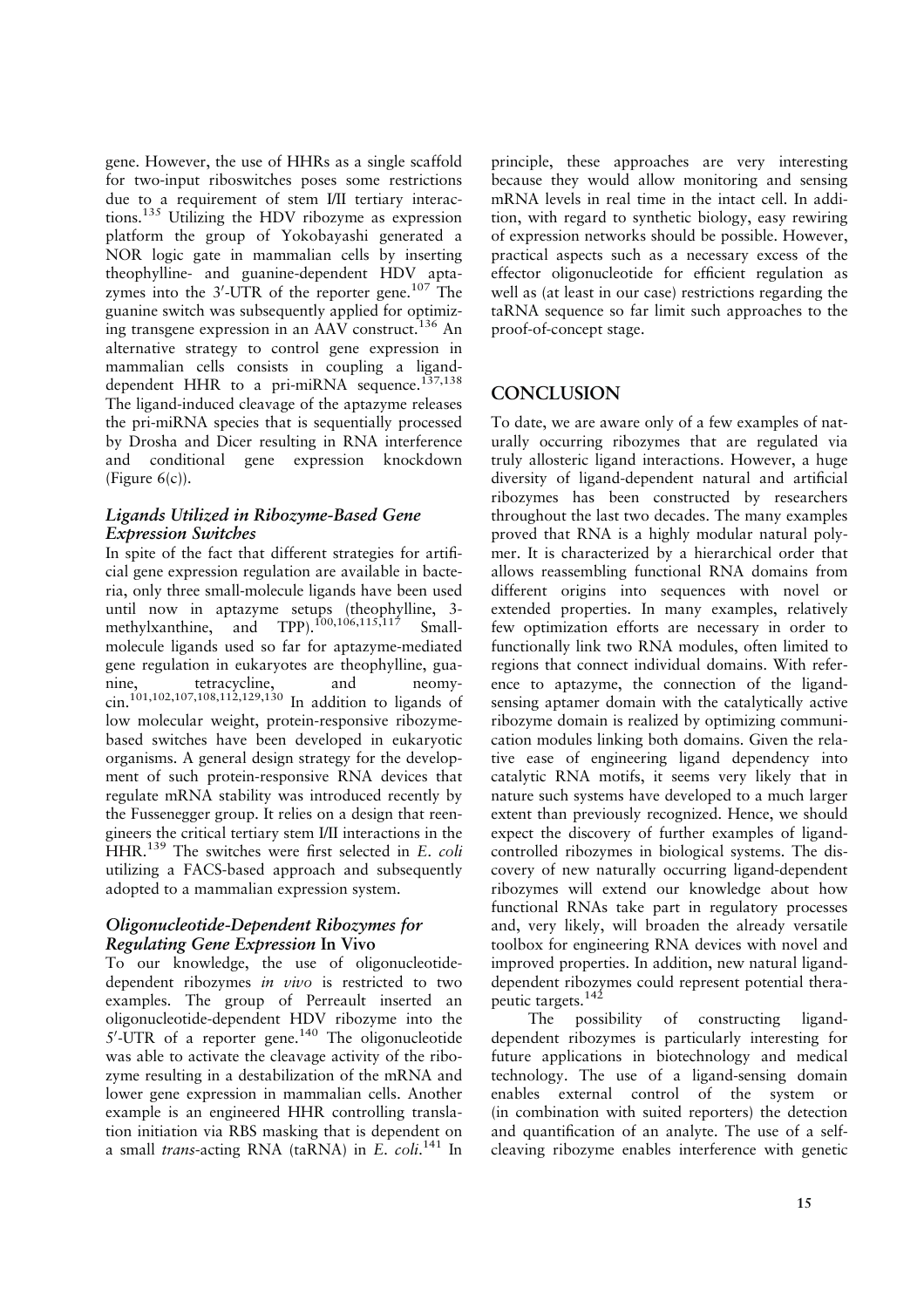gene. However, the use of HHRs as a single scaffold for two-input riboswitches poses some restrictions due to a requirement of stem I/II tertiary interactions.[135] Utilizing the HDV ribozyme as expression platform the group of Yokobayashi generated a NOR logic gate in mammalian cells by inserting theophylline- and guanine-dependent HDV aptazymes into the 3′-UTR of the reporter gene.[107] The guanine switch was subsequently applied for optimizing transgene expression in an AAV construct.[136] An alternative strategy to control gene expression in mammalian cells consists in coupling a ligand-dependent HHR to a pri-miRNA sequence.[137,138] The ligand-induced cleavage of the aptazyme releases the pri-miRNA species that is sequentially processed by Drosha and Dicer resulting in RNA interference and conditional gene expression knockdown (Figure 6(c)).

### *Ligands Utilized in Ribozyme-Based Gene Expression Switches*

In spite of the fact that different strategies for artificial gene expression regulation are available in bacteria, only three small-molecule ligands have been used until now in aptazyme setups (theophylline, 3-methylxanthine, and TPP).[100,106,115,117] Small-molecule ligands used so far for aptazyme-mediated gene regulation in eukaryotes are theophylline, guanine, tetracycline, and neomycin.[101,102,107,108,112,129,130] In addition to ligands of low molecular weight, protein-responsive ribozyme-based switches have been developed in eukaryotic organisms. A general design strategy for the development of such protein-responsive RNA devices that regulate mRNA stability was introduced recently by the Fussenegger group. It relies on a design that reengineers the critical tertiary stem I/II interactions in the HHR.[139] The switches were first selected in *E. coli* utilizing a FACS-based approach and subsequently adopted to a mammalian expression system.

### *Oligonucleotide-Dependent Ribozymes for Regulating Gene Expression* In Vivo

To our knowledge, the use of oligonucleotide-dependent ribozymes *in vivo* is restricted to two examples. The group of Perreault inserted an oligonucleotide-dependent HDV ribozyme into the 5′-UTR of a reporter gene.[140] The oligonucleotide was able to activate the cleavage activity of the ribozyme resulting in a destabilization of the mRNA and lower gene expression in mammalian cells. Another example is an engineered HHR controlling translation initiation via RBS masking that is dependent on a small *trans*-acting RNA (taRNA) in *E. coli*.[141] In principle, these approaches are very interesting because they would allow monitoring and sensing mRNA levels in real time in the intact cell. In addition, with regard to synthetic biology, easy rewiring of expression networks should be possible. However, practical aspects such as a necessary excess of the effector oligonucleotide for efficient regulation as well as (at least in our case) restrictions regarding the taRNA sequence so far limit such approaches to the proof-of-concept stage.

## CONCLUSION

To date, we are aware only of a few examples of naturally occurring ribozymes that are regulated via truly allosteric ligand interactions. However, a huge diversity of ligand-dependent natural and artificial ribozymes has been constructed by researchers throughout the last two decades. The many examples proved that RNA is a highly modular natural polymer. It is characterized by a hierarchical order that allows reassembling functional RNA domains from different origins into sequences with novel or extended properties. In many examples, relatively few optimization efforts are necessary in order to functionally link two RNA modules, often limited to regions that connect individual domains. With reference to aptazyme, the connection of the ligand-sensing aptamer domain with the catalytically active ribozyme domain is realized by optimizing communication modules linking both domains. Given the relative ease of engineering ligand dependency into catalytic RNA motifs, it seems very likely that in nature such systems have developed to a much larger extent than previously recognized. Hence, we should expect the discovery of further examples of ligand-controlled ribozymes in biological systems. The discovery of new naturally occurring ligand-dependent ribozymes will extend our knowledge about how functional RNAs take part in regulatory processes and, very likely, will broaden the already versatile toolbox for engineering RNA devices with novel and improved properties. In addition, new natural ligand-dependent ribozymes could represent potential therapeutic targets.[142]

The possibility of constructing ligand-dependent ribozymes is particularly interesting for future applications in biotechnology and medical technology. The use of a ligand-sensing domain enables external control of the system or (in combination with suited reporters) the detection and quantification of an analyte. The use of a self-cleaving ribozyme enables interference with genetic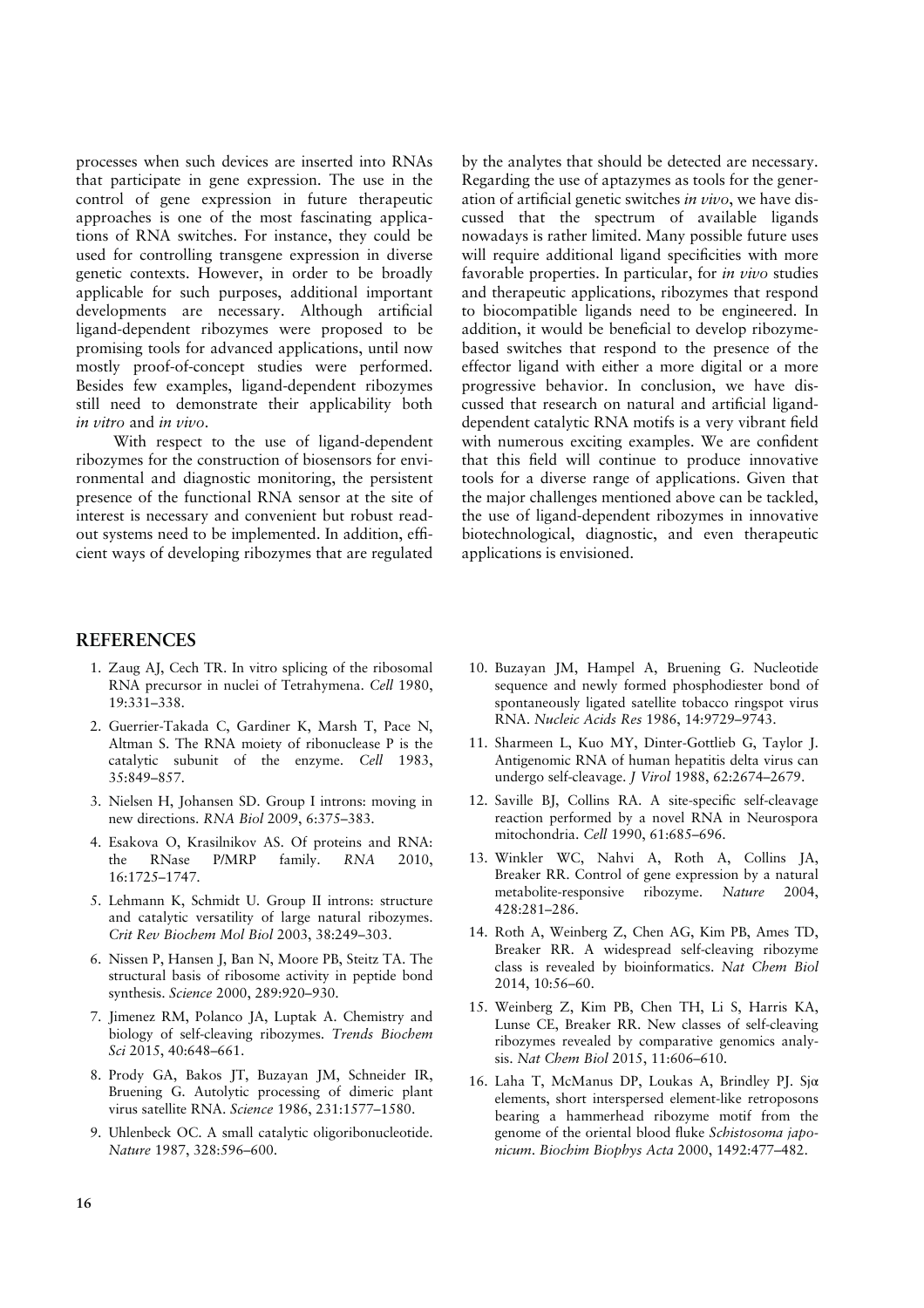processes when such devices are inserted into RNAs that participate in gene expression. The use in the control of gene expression in future therapeutic approaches is one of the most fascinating applications of RNA switches. For instance, they could be used for controlling transgene expression in diverse genetic contexts. However, in order to be broadly applicable for such purposes, additional important developments are necessary. Although artificial ligand-dependent ribozymes were proposed to be promising tools for advanced applications, until now mostly proof-of-concept studies were performed. Besides few examples, ligand-dependent ribozymes still need to demonstrate their applicability both *in vitro* and *in vivo*.

With respect to the use of ligand-dependent ribozymes for the construction of biosensors for environmental and diagnostic monitoring, the persistent presence of the functional RNA sensor at the site of interest is necessary and convenient but robust readout systems need to be implemented. In addition, efficient ways of developing ribozymes that are regulated by the analytes that should be detected are necessary. Regarding the use of aptazymes as tools for the generation of artificial genetic switches *in vivo*, we have discussed that the spectrum of available ligands nowadays is rather limited. Many possible future uses will require additional ligand specificities with more favorable properties. In particular, for *in vivo* studies and therapeutic applications, ribozymes that respond to biocompatible ligands need to be engineered. In addition, it would be beneficial to develop ribozyme-based switches that respond to the presence of the effector ligand with either a more digital or a more progressive behavior. In conclusion, we have discussed that research on natural and artificial ligand-dependent catalytic RNA motifs is a very vibrant field with numerous exciting examples. We are confident that this field will continue to produce innovative tools for a diverse range of applications. Given that the major challenges mentioned above can be tackled, the use of ligand-dependent ribozymes in innovative biotechnological, diagnostic, and even therapeutic applications is envisioned.

## REFERENCES

1. Zaug AJ, Cech TR. In vitro splicing of the ribosomal RNA precursor in nuclei of Tetrahymena. *Cell* 1980, 19:331–338.
2. Guerrier-Takada C, Gardiner K, Marsh T, Pace N, Altman S. The RNA moiety of ribonuclease P is the catalytic subunit of the enzyme. *Cell* 1983, 35:849–857.
3. Nielsen H, Johansen SD. Group I introns: moving in new directions. *RNA Biol* 2009, 6:375–383.
4. Esakova O, Krasilnikov AS. Of proteins and RNA: the RNase P/MRP family. *RNA* 2010, 16:1725–1747.
5. Lehmann K, Schmidt U. Group II introns: structure and catalytic versatility of large natural ribozymes. *Crit Rev Biochem Mol Biol* 2003, 38:249–303.
6. Nissen P, Hansen J, Ban N, Moore PB, Steitz TA. The structural basis of ribosome activity in peptide bond synthesis. *Science* 2000, 289:920–930.
7. Jimenez RM, Polanco JA, Luptak A. Chemistry and biology of self-cleaving ribozymes. *Trends Biochem Sci* 2015, 40:648–661.
8. Prody GA, Bakos JT, Buzayan JM, Schneider IR, Bruening G. Autolytic processing of dimeric plant virus satellite RNA. *Science* 1986, 231:1577–1580.
9. Uhlenbeck OC. A small catalytic oligoribonucleotide. *Nature* 1987, 328:596–600.
10. Buzayan JM, Hampel A, Bruening G. Nucleotide sequence and newly formed phosphodiester bond of spontaneously ligated satellite tobacco ringspot virus RNA. *Nucleic Acids Res* 1986, 14:9729–9743.
11. Sharmeen L, Kuo MY, Dinter-Gottlieb G, Taylor J. Antigenomic RNA of human hepatitis delta virus can undergo self-cleavage. *J Virol* 1988, 62:2674–2679.
12. Saville BJ, Collins RA. A site-specific self-cleavage reaction performed by a novel RNA in Neurospora mitochondria. *Cell* 1990, 61:685–696.
13. Winkler WC, Nahvi A, Roth A, Collins JA, Breaker RR. Control of gene expression by a natural metabolite-responsive ribozyme. *Nature* 2004, 428:281–286.
14. Roth A, Weinberg Z, Chen AG, Kim PB, Ames TD, Breaker RR. A widespread self-cleaving ribozyme class is revealed by bioinformatics. *Nat Chem Biol* 2014, 10:56–60.
15. Weinberg Z, Kim PB, Chen TH, Li S, Harris KA, Lunse CE, Breaker RR. New classes of self-cleaving ribozymes revealed by comparative genomics analysis. *Nat Chem Biol* 2015, 11:606–610.
16. Laha T, McManus DP, Loukas A, Brindley PJ. Sjα elements, short interspersed element-like retroposons bearing a hammerhead ribozyme motif from the genome of the oriental blood fluke *Schistosoma japonicum*. *Biochim Biophys Acta* 2000, 1492:477–482.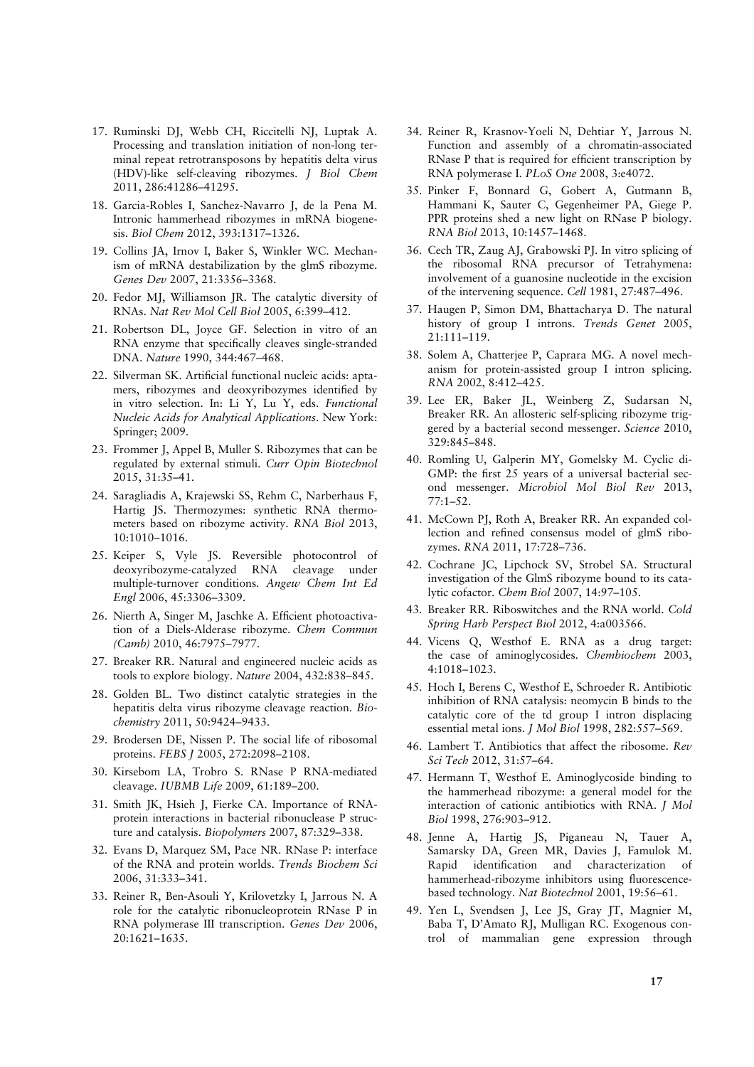17. Ruminski DJ, Webb CH, Riccitelli NJ, Luptak A. Processing and translation initiation of non-long terminal repeat retrotransposons by hepatitis delta virus (HDV)-like self-cleaving ribozymes. *J Biol Chem* 2011, 286:41286–41295.
18. Garcia-Robles I, Sanchez-Navarro J, de la Pena M. Intronic hammerhead ribozymes in mRNA biogenesis. *Biol Chem* 2012, 393:1317–1326.
19. Collins JA, Irnov I, Baker S, Winkler WC. Mechanism of mRNA destabilization by the glmS ribozyme. *Genes Dev* 2007, 21:3356–3368.
20. Fedor MJ, Williamson JR. The catalytic diversity of RNAs. *Nat Rev Mol Cell Biol* 2005, 6:399–412.
21. Robertson DL, Joyce GF. Selection in vitro of an RNA enzyme that specifically cleaves single-stranded DNA. *Nature* 1990, 344:467–468.
22. Silverman SK. Artificial functional nucleic acids: aptamers, ribozymes and deoxyribozymes identified by in vitro selection. In: Li Y, Lu Y, eds. *Functional Nucleic Acids for Analytical Applications*. New York: Springer; 2009.
23. Frommer J, Appel B, Muller S. Ribozymes that can be regulated by external stimuli. *Curr Opin Biotechnol* 2015, 31:35–41.
24. Saragliadis A, Krajewski SS, Rehm C, Narberhaus F, Hartig JS. Thermozymes: synthetic RNA thermometers based on ribozyme activity. *RNA Biol* 2013, 10:1010–1016.
25. Keiper S, Vyle JS. Reversible photocontrol of deoxyribozyme-catalyzed RNA cleavage under multiple-turnover conditions. *Angew Chem Int Ed Engl* 2006, 45:3306–3309.
26. Nierth A, Singer M, Jaschke A. Efficient photoactivation of a Diels-Alderase ribozyme. *Chem Commun (Camb)* 2010, 46:7975–7977.
27. Breaker RR. Natural and engineered nucleic acids as tools to explore biology. *Nature* 2004, 432:838–845.
28. Golden BL. Two distinct catalytic strategies in the hepatitis delta virus ribozyme cleavage reaction. *Biochemistry* 2011, 50:9424–9433.
29. Brodersen DE, Nissen P. The social life of ribosomal proteins. *FEBS J* 2005, 272:2098–2108.
30. Kirsebom LA, Trobro S. RNase P RNA-mediated cleavage. *IUBMB Life* 2009, 61:189–200.
31. Smith JK, Hsieh J, Fierke CA. Importance of RNA-protein interactions in bacterial ribonuclease P structure and catalysis. *Biopolymers* 2007, 87:329–338.
32. Evans D, Marquez SM, Pace NR. RNase P: interface of the RNA and protein worlds. *Trends Biochem Sci* 2006, 31:333–341.
33. Reiner R, Ben-Asouli Y, Krilovetzky I, Jarrous N. A role for the catalytic ribonucleoprotein RNase P in RNA polymerase III transcription. *Genes Dev* 2006, 20:1621–1635.
34. Reiner R, Krasnov-Yoeli N, Dehtiar Y, Jarrous N. Function and assembly of a chromatin-associated RNase P that is required for efficient transcription by RNA polymerase I. *PLoS One* 2008, 3:e4072.
35. Pinker F, Bonnard G, Gobert A, Gutmann B, Hammani K, Sauter C, Gegenheimer PA, Giege P. PPR proteins shed a new light on RNase P biology. *RNA Biol* 2013, 10:1457–1468.
36. Cech TR, Zaug AJ, Grabowski PJ. In vitro splicing of the ribosomal RNA precursor of Tetrahymena: involvement of a guanosine nucleotide in the excision of the intervening sequence. *Cell* 1981, 27:487–496.
37. Haugen P, Simon DM, Bhattacharya D. The natural history of group I introns. *Trends Genet* 2005, 21:111–119.
38. Solem A, Chatterjee P, Caprara MG. A novel mechanism for protein-assisted group I intron splicing. *RNA* 2002, 8:412–425.
39. Lee ER, Baker JL, Weinberg Z, Sudarsan N, Breaker RR. An allosteric self-splicing ribozyme triggered by a bacterial second messenger. *Science* 2010, 329:845–848.
40. Romling U, Galperin MY, Gomelsky M. Cyclic di-GMP: the first 25 years of a universal bacterial second messenger. *Microbiol Mol Biol Rev* 2013, 77:1–52.
41. McCown PJ, Roth A, Breaker RR. An expanded collection and refined consensus model of glmS ribozymes. *RNA* 2011, 17:728–736.
42. Cochrane JC, Lipchock SV, Strobel SA. Structural investigation of the GlmS ribozyme bound to its catalytic cofactor. *Chem Biol* 2007, 14:97–105.
43. Breaker RR. Riboswitches and the RNA world. *Cold Spring Harb Perspect Biol* 2012, 4:a003566.
44. Vicens Q, Westhof E. RNA as a drug target: the case of aminoglycosides. *Chembiochem* 2003, 4:1018–1023.
45. Hoch I, Berens C, Westhof E, Schroeder R. Antibiotic inhibition of RNA catalysis: neomycin B binds to the catalytic core of the td group I intron displacing essential metal ions. *J Mol Biol* 1998, 282:557–569.
46. Lambert T. Antibiotics that affect the ribosome. *Rev Sci Tech* 2012, 31:57–64.
47. Hermann T, Westhof E. Aminoglycoside binding to the hammerhead ribozyme: a general model for the interaction of cationic antibiotics with RNA. *J Mol Biol* 1998, 276:903–912.
48. Jenne A, Hartig JS, Piganeau N, Tauer A, Samarsky DA, Green MR, Davies J, Famulok M. Rapid identification and characterization of hammerhead-ribozyme inhibitors using fluorescence-based technology. *Nat Biotechnol* 2001, 19:56–61.
49. Yen L, Svendsen J, Lee JS, Gray JT, Magnier M, Baba T, D'Amato RJ, Mulligan RC. Exogenous control of mammalian gene expression through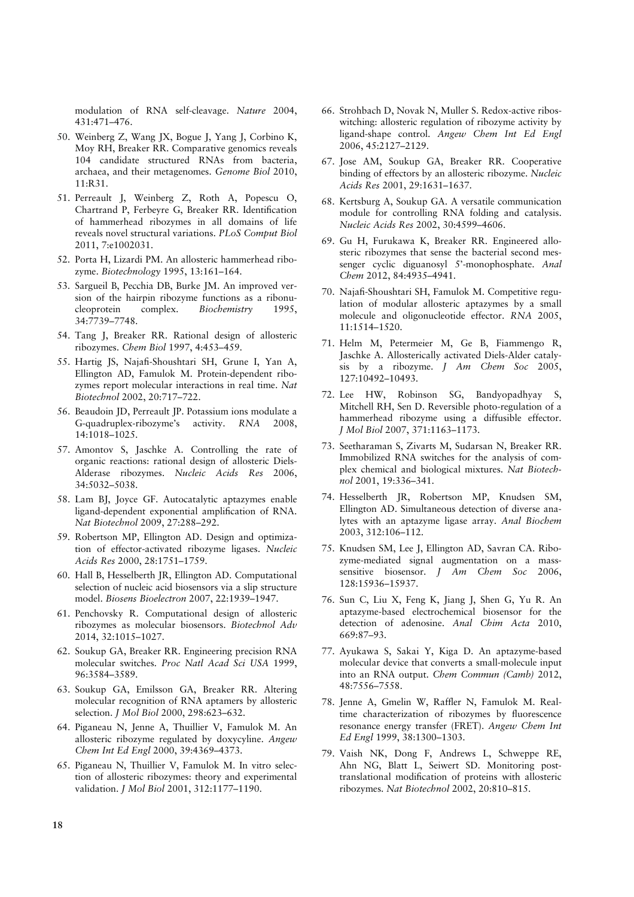modulation of RNA self-cleavage. *Nature* 2004, 431:471–476.

50. Weinberg Z, Wang JX, Bogue J, Yang J, Corbino K, Moy RH, Breaker RR. Comparative genomics reveals 104 candidate structured RNAs from bacteria, archaea, and their metagenomes. *Genome Biol* 2010, 11:R31.
51. Perreault J, Weinberg Z, Roth A, Popescu O, Chartrand P, Ferbeyre G, Breaker RR. Identification of hammerhead ribozymes in all domains of life reveals novel structural variations. *PLoS Comput Biol* 2011, 7:e1002031.
52. Porta H, Lizardi PM. An allosteric hammerhead ribozyme. *Biotechnology* 1995, 13:161–164.
53. Sargueil B, Pecchia DB, Burke JM. An improved version of the hairpin ribozyme functions as a ribonucleoprotein complex. *Biochemistry* 1995, 34:7739–7748.
54. Tang J, Breaker RR. Rational design of allosteric ribozymes. *Chem Biol* 1997, 4:453–459.
55. Hartig JS, Najafi-Shoushtari SH, Grune I, Yan A, Ellington AD, Famulok M. Protein-dependent ribozymes report molecular interactions in real time. *Nat Biotechnol* 2002, 20:717–722.
56. Beaudoin JD, Perreault JP. Potassium ions modulate a G-quadruplex-ribozyme's activity. *RNA* 2008, 14:1018–1025.
57. Amontov S, Jaschke A. Controlling the rate of organic reactions: rational design of allosteric Diels-Alderase ribozymes. *Nucleic Acids Res* 2006, 34:5032–5038.
58. Lam BJ, Joyce GF. Autocatalytic aptazymes enable ligand-dependent exponential amplification of RNA. *Nat Biotechnol* 2009, 27:288–292.
59. Robertson MP, Ellington AD. Design and optimization of effector-activated ribozyme ligases. *Nucleic Acids Res* 2000, 28:1751–1759.
60. Hall B, Hesselberth JR, Ellington AD. Computational selection of nucleic acid biosensors via a slip structure model. *Biosens Bioelectron* 2007, 22:1939–1947.
61. Penchovsky R. Computational design of allosteric ribozymes as molecular biosensors. *Biotechnol Adv* 2014, 32:1015–1027.
62. Soukup GA, Breaker RR. Engineering precision RNA molecular switches. *Proc Natl Acad Sci USA* 1999, 96:3584–3589.
63. Soukup GA, Emilsson GA, Breaker RR. Altering molecular recognition of RNA aptamers by allosteric selection. *J Mol Biol* 2000, 298:623–632.
64. Piganeau N, Jenne A, Thuillier V, Famulok M. An allosteric ribozyme regulated by doxycyline. *Angew Chem Int Ed Engl* 2000, 39:4369–4373.
65. Piganeau N, Thuillier V, Famulok M. In vitro selection of allosteric ribozymes: theory and experimental validation. *J Mol Biol* 2001, 312:1177–1190.
66. Strohbach D, Novak N, Muller S. Redox-active riboswitching: allosteric regulation of ribozyme activity by ligand-shape control. *Angew Chem Int Ed Engl* 2006, 45:2127–2129.
67. Jose AM, Soukup GA, Breaker RR. Cooperative binding of effectors by an allosteric ribozyme. *Nucleic Acids Res* 2001, 29:1631–1637.
68. Kertsburg A, Soukup GA. A versatile communication module for controlling RNA folding and catalysis. *Nucleic Acids Res* 2002, 30:4599–4606.
69. Gu H, Furukawa K, Breaker RR. Engineered allosteric ribozymes that sense the bacterial second messenger cyclic diguanosyl 5'-monophosphate. *Anal Chem* 2012, 84:4935–4941.
70. Najafi-Shoushtari SH, Famulok M. Competitive regulation of modular allosteric aptazymes by a small molecule and oligonucleotide effector. *RNA* 2005, 11:1514–1520.
71. Helm M, Petermeier M, Ge B, Fiammengo R, Jaschke A. Allosterically activated Diels-Alder catalysis by a ribozyme. *J Am Chem Soc* 2005, 127:10492–10493.
72. Lee HW, Robinson SG, Bandyopadhyay S, Mitchell RH, Sen D. Reversible photo-regulation of a hammerhead ribozyme using a diffusible effector. *J Mol Biol* 2007, 371:1163–1173.
73. Seetharaman S, Zivarts M, Sudarsan N, Breaker RR. Immobilized RNA switches for the analysis of complex chemical and biological mixtures. *Nat Biotechnol* 2001, 19:336–341.
74. Hesselberth JR, Robertson MP, Knudsen SM, Ellington AD. Simultaneous detection of diverse analytes with an aptazyme ligase array. *Anal Biochem* 2003, 312:106–112.
75. Knudsen SM, Lee J, Ellington AD, Savran CA. Ribozyme-mediated signal augmentation on a mass-sensitive biosensor. *J Am Chem Soc* 2006, 128:15936–15937.
76. Sun C, Liu X, Feng K, Jiang J, Shen G, Yu R. An aptazyme-based electrochemical biosensor for the detection of adenosine. *Anal Chim Acta* 2010, 669:87–93.
77. Ayukawa S, Sakai Y, Kiga D. An aptazyme-based molecular device that converts a small-molecule input into an RNA output. *Chem Commun (Camb)* 2012, 48:7556–7558.
78. Jenne A, Gmelin W, Raffler N, Famulok M. Real-time characterization of ribozymes by fluorescence resonance energy transfer (FRET). *Angew Chem Int Ed Engl* 1999, 38:1300–1303.
79. Vaish NK, Dong F, Andrews L, Schweppe RE, Ahn NG, Blatt L, Seiwert SD. Monitoring post-translational modification of proteins with allosteric ribozymes. *Nat Biotechnol* 2002, 20:810–815.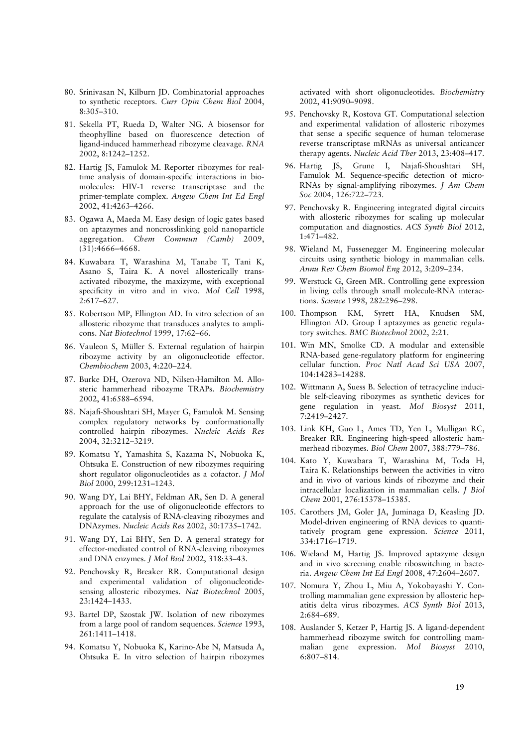80. Srinivasan N, Kilburn JD. Combinatorial approaches to synthetic receptors. *Curr Opin Chem Biol* 2004, 8:305–310.
81. Sekella PT, Rueda D, Walter NG. A biosensor for theophylline based on fluorescence detection of ligand-induced hammerhead ribozyme cleavage. *RNA* 2002, 8:1242–1252.
82. Hartig JS, Famulok M. Reporter ribozymes for real-time analysis of domain-specific interactions in biomolecules: HIV-1 reverse transcriptase and the primer-template complex. *Angew Chem Int Ed Engl* 2002, 41:4263–4266.
83. Ogawa A, Maeda M. Easy design of logic gates based on aptazymes and noncrosslinking gold nanoparticle aggregation. *Chem Commun (Camb)* 2009, (31):4666–4668.
84. Kuwabara T, Warashina M, Tanabe T, Tani K, Asano S, Taira K. A novel allosterically trans-activated ribozyme, the maxizyme, with exceptional specificity in vitro and in vivo. *Mol Cell* 1998, 2:617–627.
85. Robertson MP, Ellington AD. In vitro selection of an allosteric ribozyme that transduces analytes to amplicons. *Nat Biotechnol* 1999, 17:62–66.
86. Vauleon S, Müller S. External regulation of hairpin ribozyme activity by an oligonucleotide effector. *Chembiochem* 2003, 4:220–224.
87. Burke DH, Ozerova ND, Nilsen-Hamilton M. Allosteric hammerhead ribozyme TRAPs. *Biochemistry* 2002, 41:6588–6594.
88. Najafi-Shoushtari SH, Mayer G, Famulok M. Sensing complex regulatory networks by conformationally controlled hairpin ribozymes. *Nucleic Acids Res* 2004, 32:3212–3219.
89. Komatsu Y, Yamashita S, Kazama N, Nobuoka K, Ohtsuka E. Construction of new ribozymes requiring short regulator oligonucleotides as a cofactor. *J Mol Biol* 2000, 299:1231–1243.
90. Wang DY, Lai BHY, Feldman AR, Sen D. A general approach for the use of oligonucleotide effectors to regulate the catalysis of RNA-cleaving ribozymes and DNAzymes. *Nucleic Acids Res* 2002, 30:1735–1742.
91. Wang DY, Lai BHY, Sen D. A general strategy for effector-mediated control of RNA-cleaving ribozymes and DNA enzymes. *J Mol Biol* 2002, 318:33–43.
92. Penchovsky R, Breaker RR. Computational design and experimental validation of oligonucleotide-sensing allosteric ribozymes. *Nat Biotechnol* 2005, 23:1424–1433.
93. Bartel DP, Szostak JW. Isolation of new ribozymes from a large pool of random sequences. *Science* 1993, 261:1411–1418.
94. Komatsu Y, Nobuoka K, Karino-Abe N, Matsuda A, Ohtsuka E. In vitro selection of hairpin ribozymes activated with short oligonucleotides. *Biochemistry* 2002, 41:9090–9098.
95. Penchovsky R, Kostova GT. Computational selection and experimental validation of allosteric ribozymes that sense a specific sequence of human telomerase reverse transcriptase mRNAs as universal anticancer therapy agents. *Nucleic Acid Ther* 2013, 23:408–417.
96. Hartig JS, Grune I, Najafi-Shoushtari SH, Famulok M. Sequence-specific detection of microRNAs by signal-amplifying ribozymes. *J Am Chem Soc* 2004, 126:722–723.
97. Penchovsky R. Engineering integrated digital circuits with allosteric ribozymes for scaling up molecular computation and diagnostics. *ACS Synth Biol* 2012, 1:471–482.
98. Wieland M, Fussenegger M. Engineering molecular circuits using synthetic biology in mammalian cells. *Annu Rev Chem Biomol Eng* 2012, 3:209–234.
99. Werstuck G, Green MR. Controlling gene expression in living cells through small molecule-RNA interactions. *Science* 1998, 282:296–298.
100. Thompson KM, Syrett HA, Knudsen SM, Ellington AD. Group I aptazymes as genetic regulatory switches. *BMC Biotechnol* 2002, 2:21.
101. Win MN, Smolke CD. A modular and extensible RNA-based gene-regulatory platform for engineering cellular function. *Proc Natl Acad Sci USA* 2007, 104:14283–14288.
102. Wittmann A, Suess B. Selection of tetracycline inducible self-cleaving ribozymes as synthetic devices for gene regulation in yeast. *Mol Biosyst* 2011, 7:2419–2427.
103. Link KH, Guo L, Ames TD, Yen L, Mulligan RC, Breaker RR. Engineering high-speed allosteric hammerhead ribozymes. *Biol Chem* 2007, 388:779–786.
104. Kato Y, Kuwabara T, Warashina M, Toda H, Taira K. Relationships between the activities in vitro and in vivo of various kinds of ribozyme and their intracellular localization in mammalian cells. *J Biol Chem* 2001, 276:15378–15385.
105. Carothers JM, Goler JA, Juminaga D, Keasling JD. Model-driven engineering of RNA devices to quantitatively program gene expression. *Science* 2011, 334:1716–1719.
106. Wieland M, Hartig JS. Improved aptazyme design and in vivo screening enable riboswitching in bacteria. *Angew Chem Int Ed Engl* 2008, 47:2604–2607.
107. Nomura Y, Zhou L, Miu A, Yokobayashi Y. Controlling mammalian gene expression by allosteric hepatitis delta virus ribozymes. *ACS Synth Biol* 2013, 2:684–689.
108. Auslander S, Ketzer P, Hartig JS. A ligand-dependent hammerhead ribozyme switch for controlling mammalian gene expression. *Mol Biosyst* 2010, 6:807–814.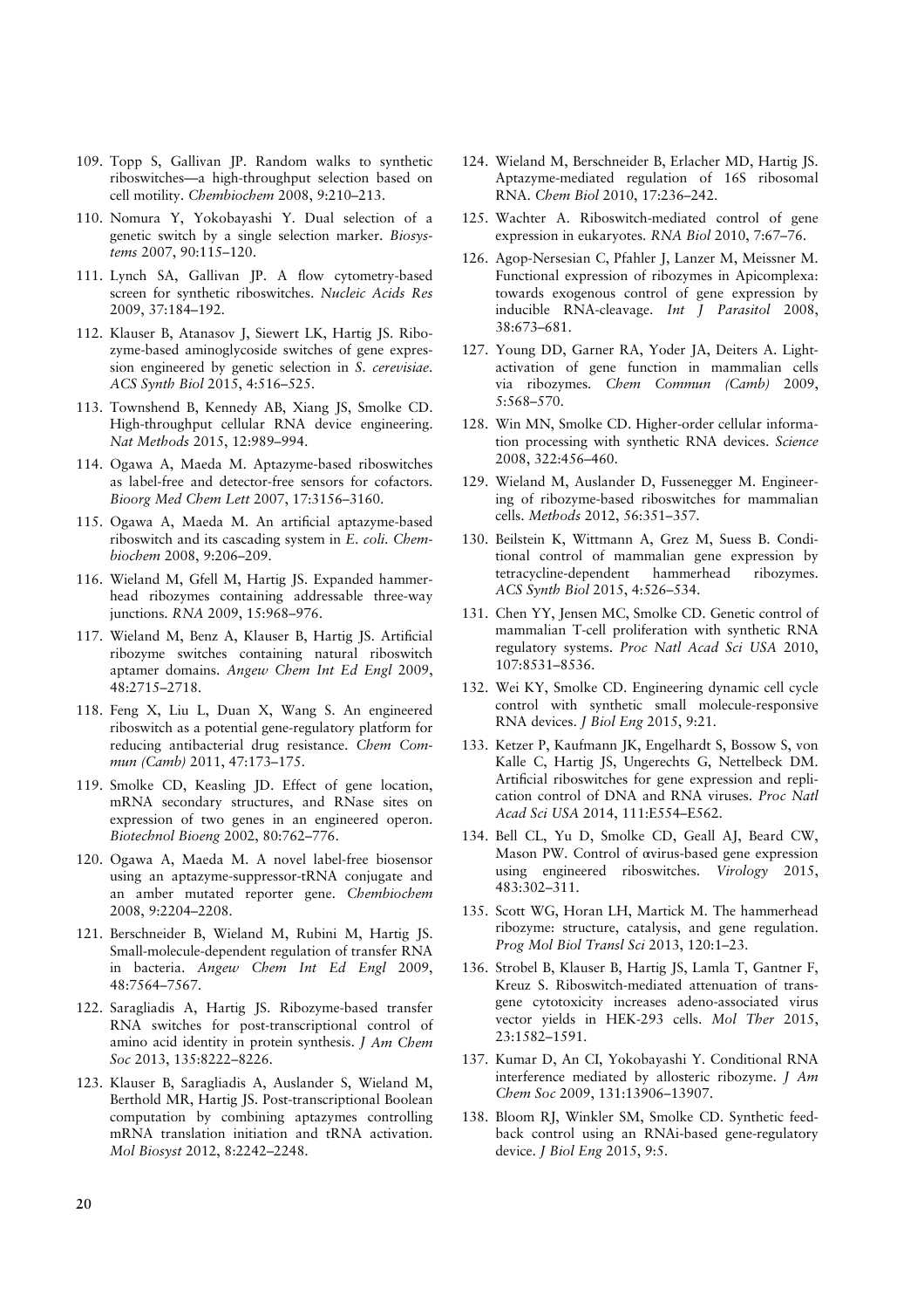109. Topp S, Gallivan JP. Random walks to synthetic riboswitches—a high-throughput selection based on cell motility. *Chembiochem* 2008, 9:210–213.

110. Nomura Y, Yokobayashi Y. Dual selection of a genetic switch by a single selection marker. *Biosystems* 2007, 90:115–120.

111. Lynch SA, Gallivan JP. A flow cytometry-based screen for synthetic riboswitches. *Nucleic Acids Res* 2009, 37:184–192.

112. Klauser B, Atanasov J, Siewert LK, Hartig JS. Ribozyme-based aminoglycoside switches of gene expression engineered by genetic selection in *S. cerevisiae*. *ACS Synth Biol* 2015, 4:516–525.

113. Townshend B, Kennedy AB, Xiang JS, Smolke CD. High-throughput cellular RNA device engineering. *Nat Methods* 2015, 12:989–994.

114. Ogawa A, Maeda M. Aptazyme-based riboswitches as label-free and detector-free sensors for cofactors. *Bioorg Med Chem Lett* 2007, 17:3156–3160.

115. Ogawa A, Maeda M. An artificial aptazyme-based riboswitch and its cascading system in *E. coli*. *Chembiochem* 2008, 9:206–209.

116. Wieland M, Gfell M, Hartig JS. Expanded hammerhead ribozymes containing addressable three-way junctions. *RNA* 2009, 15:968–976.

117. Wieland M, Benz A, Klauser B, Hartig JS. Artificial ribozyme switches containing natural riboswitch aptamer domains. *Angew Chem Int Ed Engl* 2009, 48:2715–2718.

118. Feng X, Liu L, Duan X, Wang S. An engineered riboswitch as a potential gene-regulatory platform for reducing antibacterial drug resistance. *Chem Commun (Camb)* 2011, 47:173–175.

119. Smolke CD, Keasling JD. Effect of gene location, mRNA secondary structures, and RNase sites on expression of two genes in an engineered operon. *Biotechnol Bioeng* 2002, 80:762–776.

120. Ogawa A, Maeda M. A novel label-free biosensor using an aptazyme-suppressor-tRNA conjugate and an amber mutated reporter gene. *Chembiochem* 2008, 9:2204–2208.

121. Berschneider B, Wieland M, Rubini M, Hartig JS. Small-molecule-dependent regulation of transfer RNA in bacteria. *Angew Chem Int Ed Engl* 2009, 48:7564–7567.

122. Saragliadis A, Hartig JS. Ribozyme-based transfer RNA switches for post-transcriptional control of amino acid identity in protein synthesis. *J Am Chem Soc* 2013, 135:8222–8226.

123. Klauser B, Saragliadis A, Auslander S, Wieland M, Berthold MR, Hartig JS. Post-transcriptional Boolean computation by combining aptazymes controlling mRNA translation initiation and tRNA activation. *Mol Biosyst* 2012, 8:2242–2248.

124. Wieland M, Berschneider B, Erlacher MD, Hartig JS. Aptazyme-mediated regulation of 16S ribosomal RNA. *Chem Biol* 2010, 17:236–242.

125. Wachter A. Riboswitch-mediated control of gene expression in eukaryotes. *RNA Biol* 2010, 7:67–76.

126. Agop-Nersesian C, Pfahler J, Lanzer M, Meissner M. Functional expression of ribozymes in Apicomplexa: towards exogenous control of gene expression by inducible RNA-cleavage. *Int J Parasitol* 2008, 38:673–681.

127. Young DD, Garner RA, Yoder JA, Deiters A. Light-activation of gene function in mammalian cells via ribozymes. *Chem Commun (Camb)* 2009, 5:568–570.

128. Win MN, Smolke CD. Higher-order cellular information processing with synthetic RNA devices. *Science* 2008, 322:456–460.

129. Wieland M, Auslander D, Fussenegger M. Engineering of ribozyme-based riboswitches for mammalian cells. *Methods* 2012, 56:351–357.

130. Beilstein K, Wittmann A, Grez M, Suess B. Conditional control of mammalian gene expression by tetracycline-dependent hammerhead ribozymes. *ACS Synth Biol* 2015, 4:526–534.

131. Chen YY, Jensen MC, Smolke CD. Genetic control of mammalian T-cell proliferation with synthetic RNA regulatory systems. *Proc Natl Acad Sci USA* 2010, 107:8531–8536.

132. Wei KY, Smolke CD. Engineering dynamic cell cycle control with synthetic small molecule-responsive RNA devices. *J Biol Eng* 2015, 9:21.

133. Ketzer P, Kaufmann JK, Engelhardt S, Bossow S, von Kalle C, Hartig JS, Ungerechts G, Nettelbeck DM. Artificial riboswitches for gene expression and replication control of DNA and RNA viruses. *Proc Natl Acad Sci USA* 2014, 111:E554–E562.

134. Bell CL, Yu D, Smolke CD, Geall AJ, Beard CW, Mason PW. Control of αvirus-based gene expression using engineered riboswitches. *Virology* 2015, 483:302–311.

135. Scott WG, Horan LH, Martick M. The hammerhead ribozyme: structure, catalysis, and gene regulation. *Prog Mol Biol Transl Sci* 2013, 120:1–23.

136. Strobel B, Klauser B, Hartig JS, Lamla T, Gantner F, Kreuz S. Riboswitch-mediated attenuation of transgene cytotoxicity increases adeno-associated virus vector yields in HEK-293 cells. *Mol Ther* 2015, 23:1582–1591.

137. Kumar D, An CI, Yokobayashi Y. Conditional RNA interference mediated by allosteric ribozyme. *J Am Chem Soc* 2009, 131:13906–13907.

138. Bloom RJ, Winkler SM, Smolke CD. Synthetic feedback control using an RNAi-based gene-regulatory device. *J Biol Eng* 2015, 9:5.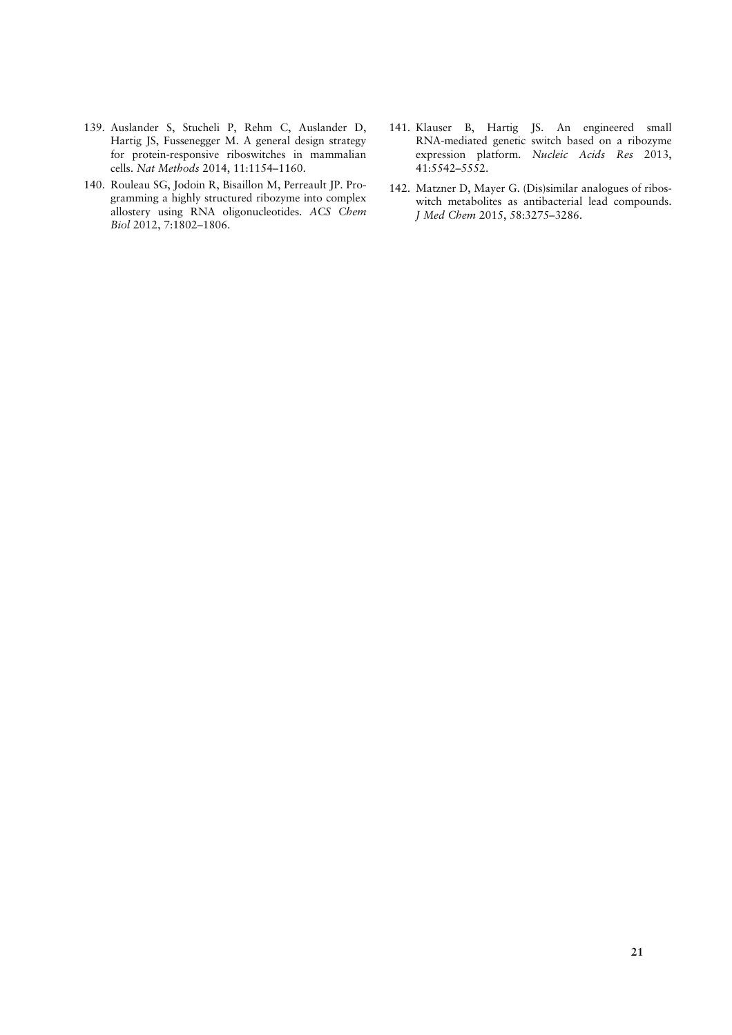139. Auslander S, Stucheli P, Rehm C, Auslander D, Hartig JS, Fussenegger M. A general design strategy for protein-responsive riboswitches in mammalian cells. *Nat Methods* 2014, 11:1154–1160.

140. Rouleau SG, Jodoin R, Bisaillon M, Perreault JP. Programming a highly structured ribozyme into complex allostery using RNA oligonucleotides. *ACS Chem Biol* 2012, 7:1802–1806.

141. Klauser B, Hartig JS. An engineered small RNA-mediated genetic switch based on a ribozyme expression platform. *Nucleic Acids Res* 2013, 41:5542–5552.

142. Matzner D, Mayer G. (Dis)similar analogues of riboswitch metabolites as antibacterial lead compounds. *J Med Chem* 2015, 58:3275–3286.